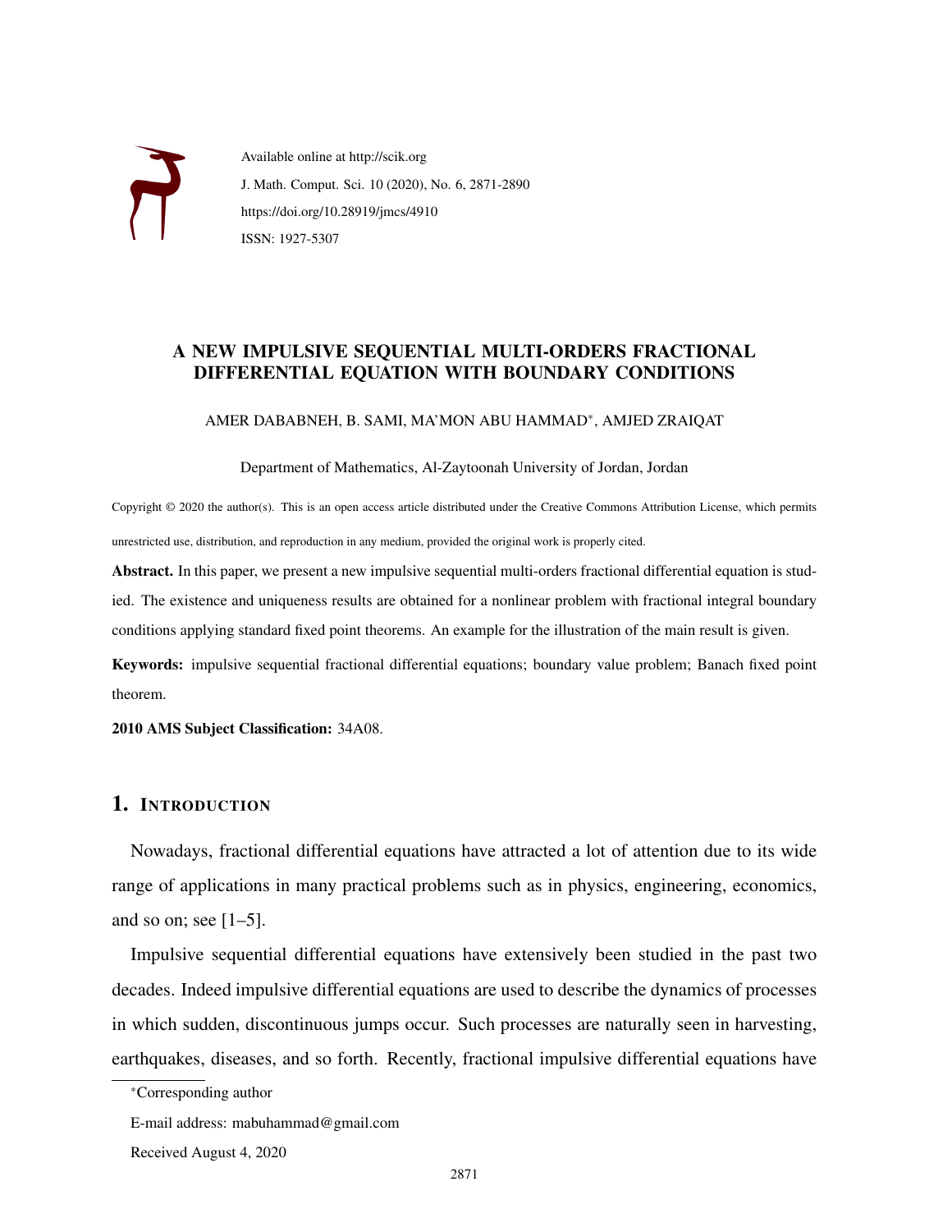Available online at http://scik.org

J. Math. Comput. Sci. 10 (2020), No. 6, 2871-2890

https://doi.org/10.28919/jmcs/4910

ISSN: 1927-5307

# A NEW IMPULSIVE SEQUENTIAL MULTI-ORDERS FRACTIONAL DIFFERENTIAL EQUATION WITH BOUNDARY CONDITIONS

AMER DABABNEH, B. SAMI, MA'MON ABU HAMMAD*, AMJED ZRAIQAT

Department of Mathematics, Al-Zaytoonah University of Jordan, Jordan

Copyright © 2020 the author(s). This is an open access article distributed under the Creative Commons Attribution License, which permits unrestricted use, distribution, and reproduction in any medium, provided the original work is properly cited.

**Abstract.** In this paper, we present a new impulsive sequential multi-orders fractional differential equation is studied. The existence and uniqueness results are obtained for a nonlinear problem with fractional integral boundary conditions applying standard fixed point theorems. An example for the illustration of the main result is given.

**Keywords:** impulsive sequential fractional differential equations; boundary value problem; Banach fixed point theorem.

**2010 AMS Subject Classification:** 34A08.

## 1. Introduction

Nowadays, fractional differential equations have attracted a lot of attention due to its wide range of applications in many practical problems such as in physics, engineering, economics, and so on; see [1–5].

Impulsive sequential differential equations have extensively been studied in the past two decades. Indeed impulsive differential equations are used to describe the dynamics of processes in which sudden, discontinuous jumps occur. Such processes are naturally seen in harvesting, earthquakes, diseases, and so forth. Recently, fractional impulsive differential equations have

*Corresponding author

E-mail address: mabuhammad@gmail.com

Received August 4, 2020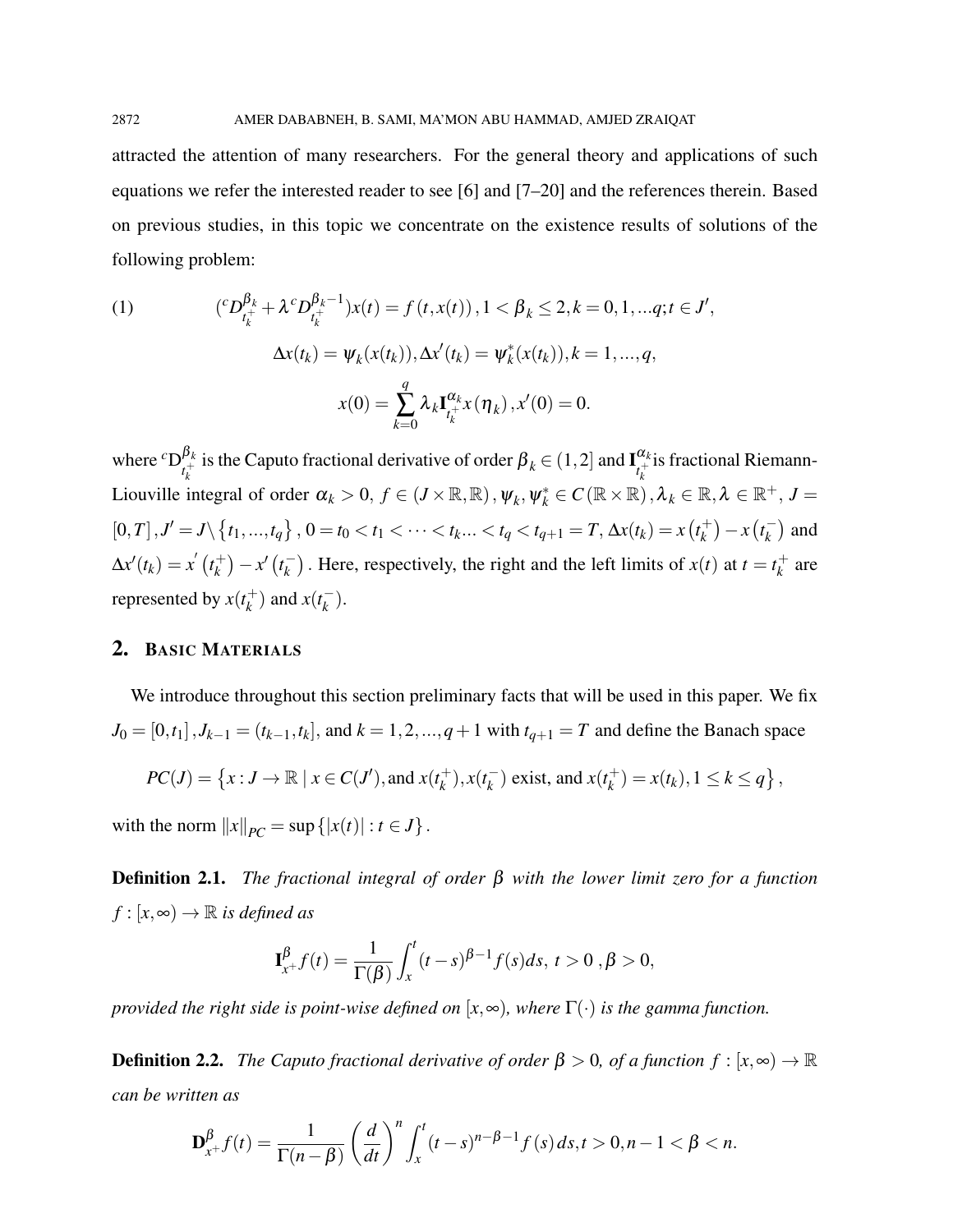attracted the attention of many researchers. For the general theory and applications of such equations we refer the interested reader to see [6] and [7–20] and the references therein. Based on previous studies, in this topic we concentrate on the existence results of solutions of the following problem:

$$({}^{c}D^{\beta_k}_{t_k^+} + \lambda\, {}^{c}D^{\beta_k - 1}_{t_k^+})x(t) = f(t, x(t)), 1 < \beta_k \leq 2, k = 0, 1, ...q; t \in J', \tag{1}$$

$$\Delta x(t_k) = \psi_k(x(t_k)), \Delta x'(t_k) = \psi_k^*(x(t_k)), k = 1, ..., q,$$

$$x(0) = \sum_{k=0}^{q} \lambda_k \mathbf{I}^{\alpha_k}_{t_k^+} x(\eta_k), x'(0) = 0.$$

where ${}^{c}\mathrm{D}^{\beta_k}_{t_k^+}$ is the Caputo fractional derivative of order $\beta_k \in (1,2]$ and $\mathbf{I}^{\alpha_k}_{t_k^+}$ is fractional Riemann-Liouville integral of order $\alpha_k > 0$, $f \in (J \times \mathbb{R}, \mathbb{R})$, $\psi_k, \psi_k^* \in C(\mathbb{R} \times \mathbb{R})$, $\lambda_k \in \mathbb{R}, \lambda \in \mathbb{R}^+$, $J = [0, T]$, $J' = J \setminus \{t_1, ..., t_q\}$, $0 = t_0 < t_1 < \cdots < t_k ... < t_q < t_{q+1} = T$, $\Delta x(t_k) = x(t_k^+) - x(t_k^-)$ and $\Delta x'(t_k) = x'(t_k^+) - x'(t_k^-)$. Here, respectively, the right and the left limits of $x(t)$ at $t = t_k^+$ are represented by $x(t_k^+)$ and $x(t_k^-)$.

## 2. Basic Materials

We introduce throughout this section preliminary facts that will be used in this paper. We fix $J_0 = [0, t_1]$, $J_{k-1} = (t_{k-1}, t_k]$, and $k = 1, 2, ..., q+1$ with $t_{q+1} = T$ and define the Banach space

$$PC(J) = \left\{ x : J \to \mathbb{R} \mid x \in C(J'), \text{and } x(t_k^+), x(t_k^-) \text{ exist, and } x(t_k^+) = x(t_k), 1 \leq k \leq q \right\},$$

with the norm $\|x\|_{PC} = \sup\{|x(t)| : t \in J\}$.

**Definition 2.1.** *The fractional integral of order $\beta$ with the lower limit zero for a function $f : [x, \infty) \to \mathbb{R}$ is defined as*

$$\mathbf{I}^{\beta}_{x^+} f(t) = \frac{1}{\Gamma(\beta)} \int_x^t (t-s)^{\beta-1} f(s) ds, \ t > 0, \beta > 0,$$

*provided the right side is point-wise defined on $[x, \infty)$, where $\Gamma(\cdot)$ is the gamma function.*

**Definition 2.2.** *The Caputo fractional derivative of order $\beta > 0$, of a function $f : [x, \infty) \to \mathbb{R}$ can be written as*

$$\mathbf{D}^{\beta}_{x^+} f(t) = \frac{1}{\Gamma(n-\beta)} \left(\frac{d}{dt}\right)^n \int_x^t (t-s)^{n-\beta-1} f(s) ds, t > 0, n-1 < \beta < n.$$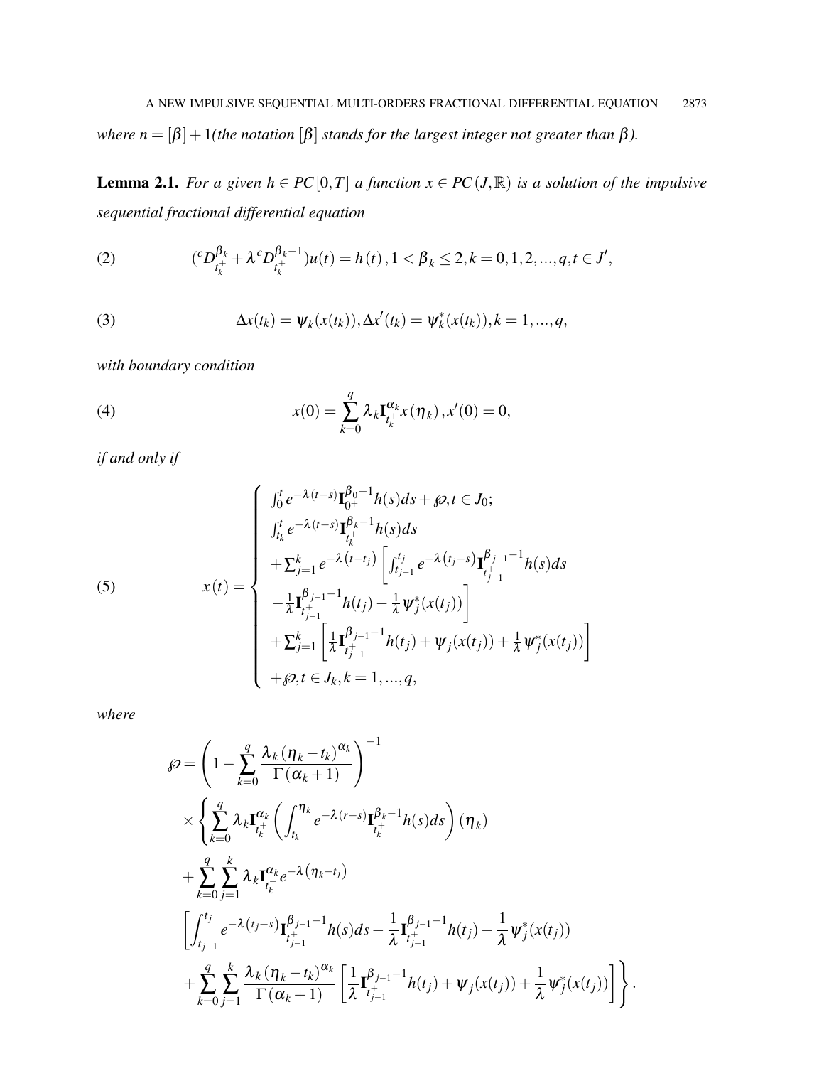*where $n = [\beta] + 1$(the notation $[\beta]$ stands for the largest integer not greater than $\beta$).*

**Lemma 2.1.** *For a given $h \in PC[0,T]$ a function $x \in PC(J,\mathbb{R})$ is a solution of the impulsive sequential fractional differential equation*

$$({}^{c}D_{t_k^+}^{\beta_k} + \lambda\, {}^{c}D_{t_k^+}^{\beta_k - 1})u(t) = h(t), 1 < \beta_k \leq 2, k = 0,1,2,...,q, t \in J', \tag{2}$$

$$\Delta x(t_k) = \psi_k(x(t_k)), \Delta x'(t_k) = \psi_k^*(x(t_k)), k = 1,...,q, \tag{3}$$

*with boundary condition*

$$x(0) = \sum_{k=0}^{q} \lambda_k \mathbf{I}_{t_k^+}^{\alpha_k} x(\eta_k), x'(0) = 0, \tag{4}$$

*if and only if*

$$x(t) = \begin{cases} \int_0^t e^{-\lambda(t-s)} \mathbf{I}_{0^+}^{\beta_0 - 1} h(s) ds + \wp, t \in J_0; \\ \int_{t_k}^t e^{-\lambda(t-s)} \mathbf{I}_{t_k^+}^{\beta_k - 1} h(s) ds \\ + \sum_{j=1}^{k} e^{-\lambda(t-t_j)} \left[ \int_{t_{j-1}}^{t_j} e^{-\lambda(t_j - s)} \mathbf{I}_{t_{j-1}^+}^{\beta_{j-1} - 1} h(s) ds \right. \\ \left. - \frac{1}{\lambda} \mathbf{I}_{t_{j-1}^+}^{\beta_{j-1} - 1} h(t_j) - \frac{1}{\lambda} \psi_j^*(x(t_j)) \right] \\ + \sum_{j=1}^{k} \left[ \frac{1}{\lambda} \mathbf{I}_{t_{j-1}^+}^{\beta_{j-1} - 1} h(t_j) + \psi_j(x(t_j)) + \frac{1}{\lambda} \psi_j^*(x(t_j)) \right] \\ + \wp, t \in J_k, k = 1,...,q, \end{cases} \tag{5}$$

*where*

$$\begin{aligned} \wp = & \left( 1 - \sum_{k=0}^{q} \frac{\lambda_k (\eta_k - t_k)^{\alpha_k}}{\Gamma(\alpha_k + 1)} \right)^{-1} \\ & \times \left\{ \sum_{k=0}^{q} \lambda_k \mathbf{I}_{t_k^+}^{\alpha_k} \left( \int_{t_k}^{\eta_k} e^{-\lambda(r-s)} \mathbf{I}_{t_k^+}^{\beta_k - 1} h(s) ds \right) (\eta_k) \right. \\ & + \sum_{k=0}^{q} \sum_{j=1}^{k} \lambda_k \mathbf{I}_{t_k^+}^{\alpha_k} e^{-\lambda(\eta_k - t_j)} \\ & \left[ \int_{t_{j-1}}^{t_j} e^{-\lambda(t_j - s)} \mathbf{I}_{t_{j-1}^+}^{\beta_{j-1} - 1} h(s) ds - \frac{1}{\lambda} \mathbf{I}_{t_{j-1}^+}^{\beta_{j-1} - 1} h(t_j) - \frac{1}{\lambda} \psi_j^*(x(t_j)) \right. \\ & \left. \left. + \sum_{k=0}^{q} \sum_{j=1}^{k} \frac{\lambda_k (\eta_k - t_k)^{\alpha_k}}{\Gamma(\alpha_k + 1)} \left[ \frac{1}{\lambda} \mathbf{I}_{t_{j-1}^+}^{\beta_{j-1} - 1} h(t_j) + \psi_j(x(t_j)) + \frac{1}{\lambda} \psi_j^*(x(t_j)) \right] \right\} \right. . \end{aligned}$$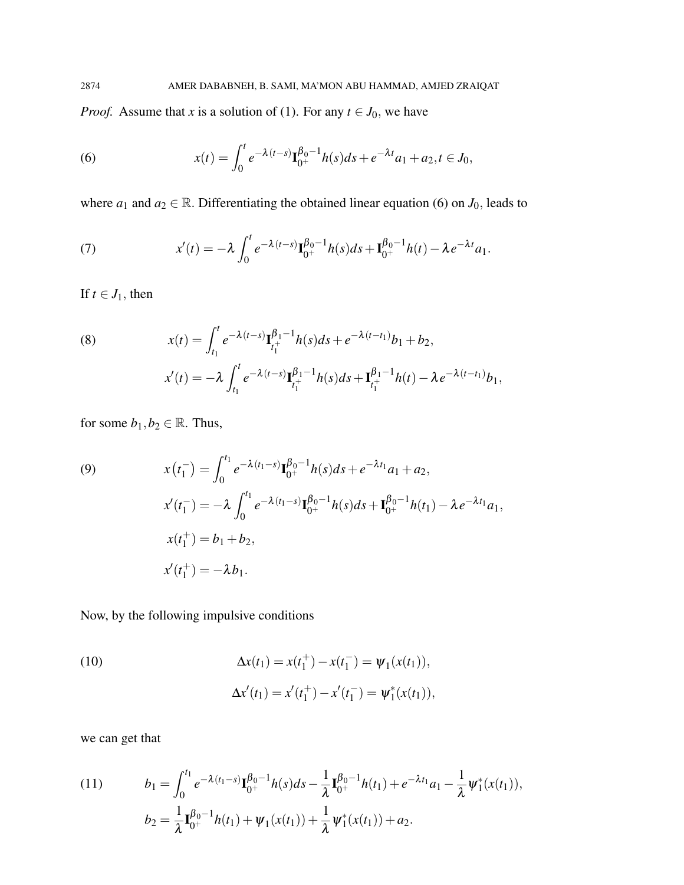*Proof.* Assume that $x$ is a solution of (1). For any $t \in J_0$, we have

$$x(t) = \int_0^t e^{-\lambda(t-s)} \mathbf{I}_{0^+}^{\beta_0 - 1} h(s) ds + e^{-\lambda t} a_1 + a_2, t \in J_0, \tag{6}$$

where $a_1$ and $a_2 \in \mathbb{R}$. Differentiating the obtained linear equation (6) on $J_0$, leads to

$$x'(t) = -\lambda \int_0^t e^{-\lambda(t-s)} \mathbf{I}_{0^+}^{\beta_0 - 1} h(s) ds + \mathbf{I}_{0^+}^{\beta_0 - 1} h(t) - \lambda e^{-\lambda t} a_1. \tag{7}$$

If $t \in J_1$, then

$$\begin{aligned} x(t) &= \int_{t_1}^t e^{-\lambda(t-s)} \mathbf{I}_{t_1^+}^{\beta_1 - 1} h(s) ds + e^{-\lambda(t-t_1)} b_1 + b_2, \\ x'(t) &= -\lambda \int_{t_1}^t e^{-\lambda(t-s)} \mathbf{I}_{t_1^+}^{\beta_1 - 1} h(s) ds + \mathbf{I}_{t_1^+}^{\beta_1 - 1} h(t) - \lambda e^{-\lambda(t-t_1)} b_1, \end{aligned} \tag{8}$$

for some $b_1, b_2 \in \mathbb{R}$. Thus,

$$\begin{aligned} x(t_1^-) &= \int_0^{t_1} e^{-\lambda(t_1-s)} \mathbf{I}_{0^+}^{\beta_0 - 1} h(s) ds + e^{-\lambda t_1} a_1 + a_2, \\ x'(t_1^-) &= -\lambda \int_0^{t_1} e^{-\lambda(t_1-s)} \mathbf{I}_{0^+}^{\beta_0 - 1} h(s) ds + \mathbf{I}_{0^+}^{\beta_0 - 1} h(t_1) - \lambda e^{-\lambda t_1} a_1, \\ x(t_1^+) &= b_1 + b_2, \\ x'(t_1^+) &= -\lambda b_1. \end{aligned} \tag{9}$$

Now, by the following impulsive conditions

$$\begin{aligned} \Delta x(t_1) &= x(t_1^+) - x(t_1^-) = \psi_1(x(t_1)), \\ \Delta x'(t_1) &= x'(t_1^+) - x'(t_1^-) = \psi_1^*(x(t_1)), \end{aligned} \tag{10}$$

we can get that

$$\begin{aligned} b_1 &= \int_0^{t_1} e^{-\lambda(t_1-s)} \mathbf{I}_{0^+}^{\beta_0 - 1} h(s) ds - \frac{1}{\lambda} \mathbf{I}_{0^+}^{\beta_0 - 1} h(t_1) + e^{-\lambda t_1} a_1 - \frac{1}{\lambda} \psi_1^*(x(t_1)), \\ b_2 &= \frac{1}{\lambda} \mathbf{I}_{0^+}^{\beta_0 - 1} h(t_1) + \psi_1(x(t_1)) + \frac{1}{\lambda} \psi_1^*(x(t_1)) + a_2. \end{aligned} \tag{11}$$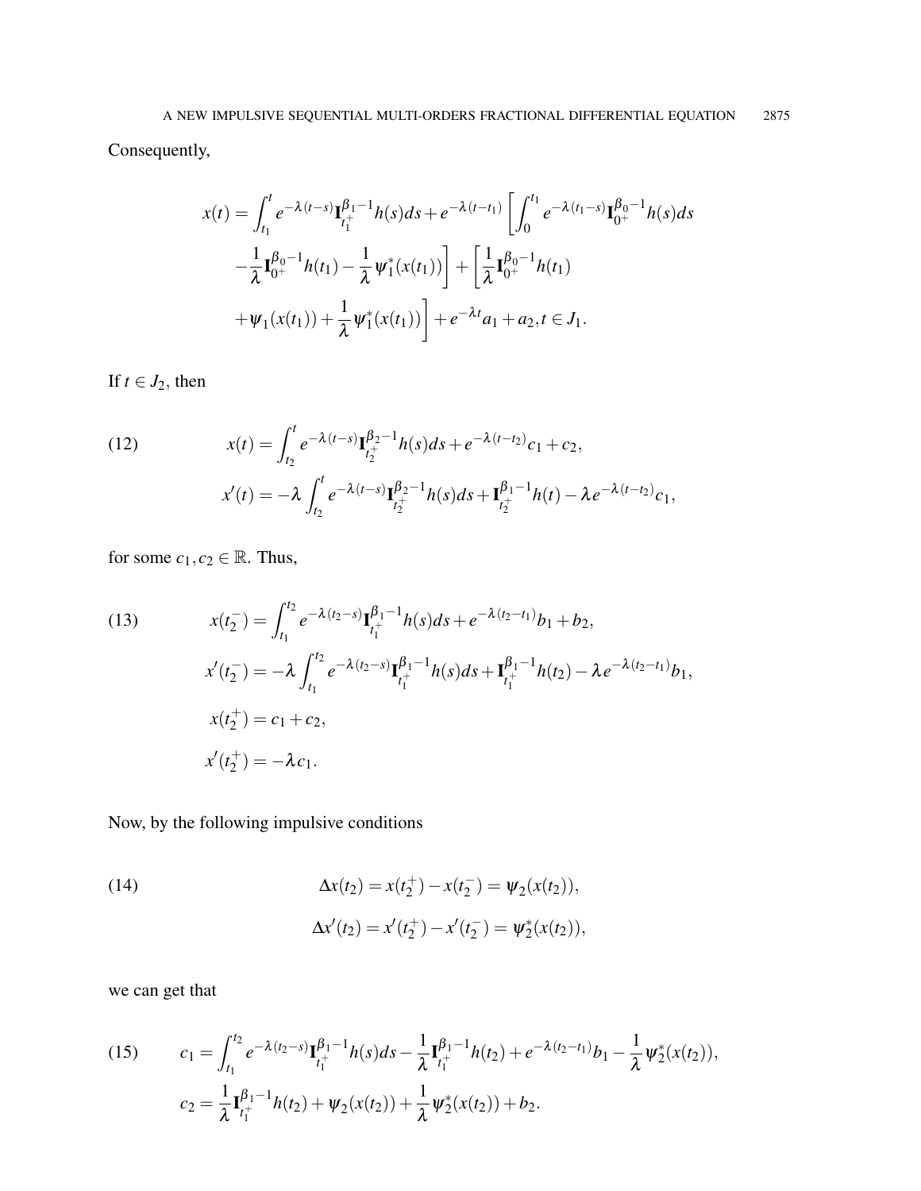Consequently,

$$
\begin{aligned}
x(t) = &\int_{t_1}^{t} e^{-\lambda(t-s)} \mathbf{I}_{t_1^+}^{\beta_1-1} h(s)ds + e^{-\lambda(t-t_1)} \left[ \int_0^{t_1} e^{-\lambda(t_1-s)} \mathbf{I}_{0^+}^{\beta_0-1} h(s)ds \right. \\
&\left. -\frac{1}{\lambda} \mathbf{I}_{0^+}^{\beta_0-1} h(t_1) - \frac{1}{\lambda} \psi_1^*(x(t_1)) \right] + \left[ \frac{1}{\lambda} \mathbf{I}_{0^+}^{\beta_0-1} h(t_1) \right. \\
&\left. + \psi_1(x(t_1)) + \frac{1}{\lambda} \psi_1^*(x(t_1)) \right] + e^{-\lambda t} a_1 + a_2, t \in J_1.
\end{aligned}
$$

If $t \in J_2$, then

$$
\begin{aligned}
x(t) &= \int_{t_2}^{t} e^{-\lambda(t-s)} \mathbf{I}_{t_2^+}^{\beta_2-1} h(s)ds + e^{-\lambda(t-t_2)} c_1 + c_2, \\
x'(t) &= -\lambda \int_{t_2}^{t} e^{-\lambda(t-s)} \mathbf{I}_{t_2^+}^{\beta_2-1} h(s)ds + \mathbf{I}_{t_2^+}^{\beta_1-1} h(t) - \lambda e^{-\lambda(t-t_2)} c_1,
\end{aligned} \tag{12}
$$

for some $c_1, c_2 \in \mathbb{R}$. Thus,

$$
\begin{aligned}
x(t_2^-) &= \int_{t_1}^{t_2} e^{-\lambda(t_2-s)} \mathbf{I}_{t_1^+}^{\beta_1-1} h(s)ds + e^{-\lambda(t_2-t_1)} b_1 + b_2, \\
x'(t_2^-) &= -\lambda \int_{t_1}^{t_2} e^{-\lambda(t_2-s)} \mathbf{I}_{t_1^+}^{\beta_1-1} h(s)ds + \mathbf{I}_{t_1^+}^{\beta_1-1} h(t_2) - \lambda e^{-\lambda(t_2-t_1)} b_1, \\
x(t_2^+) &= c_1 + c_2, \\
x'(t_2^+) &= -\lambda c_1.
\end{aligned} \tag{13}
$$

Now, by the following impulsive conditions

$$
\begin{aligned}
\Delta x(t_2) &= x(t_2^+) - x(t_2^-) = \psi_2(x(t_2)), \\
\Delta x'(t_2) &= x'(t_2^+) - x'(t_2^-) = \psi_2^*(x(t_2)),
\end{aligned} \tag{14}
$$

we can get that

$$
\begin{aligned}
c_1 &= \int_{t_1}^{t_2} e^{-\lambda(t_2-s)} \mathbf{I}_{t_1^+}^{\beta_1-1} h(s)ds - \frac{1}{\lambda} \mathbf{I}_{t_1^+}^{\beta_1-1} h(t_2) + e^{-\lambda(t_2-t_1)} b_1 - \frac{1}{\lambda} \psi_2^*(x(t_2)), \\
c_2 &= \frac{1}{\lambda} \mathbf{I}_{t_1^+}^{\beta_1-1} h(t_2) + \psi_2(x(t_2)) + \frac{1}{\lambda} \psi_2^*(x(t_2)) + b_2.
\end{aligned} \tag{15}
$$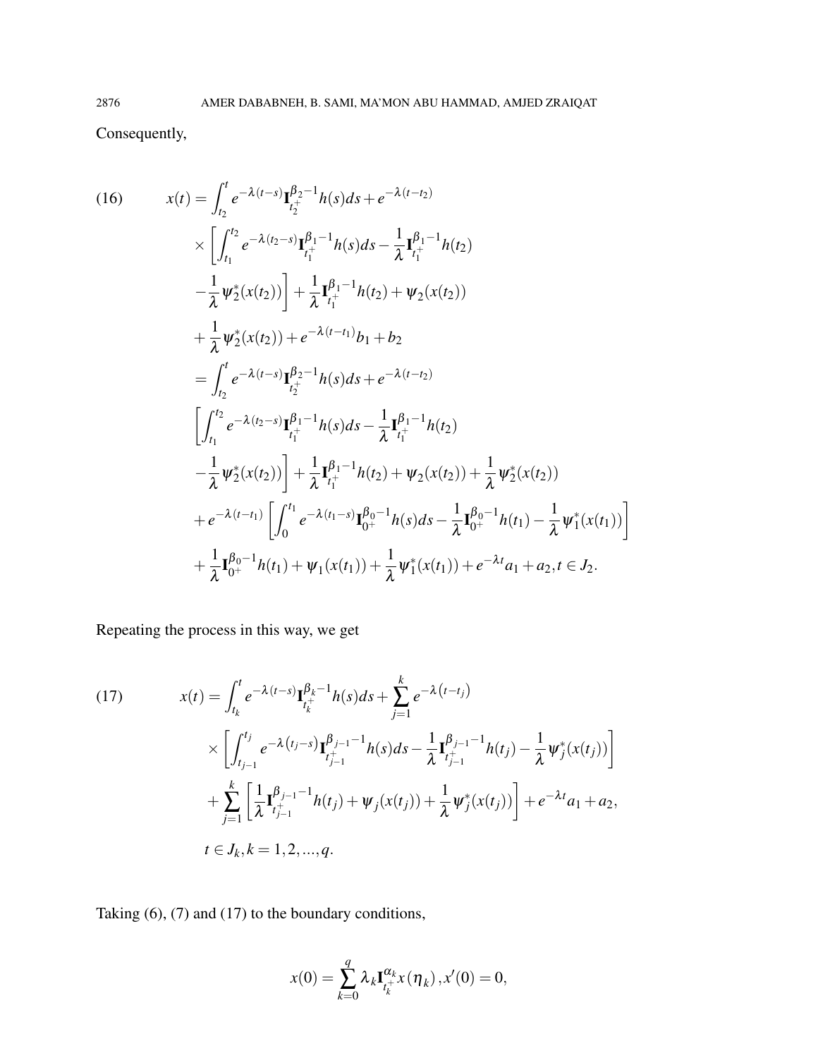Consequently,

$$
\begin{aligned}
x(t) &= \int_{t_2}^{t} e^{-\lambda(t-s)} \mathbf{I}_{t_2^+}^{\beta_2 - 1} h(s) ds + e^{-\lambda(t-t_2)} \\
&\times \left[ \int_{t_1}^{t_2} e^{-\lambda(t_2-s)} \mathbf{I}_{t_1^+}^{\beta_1 - 1} h(s) ds - \frac{1}{\lambda} \mathbf{I}_{t_1^+}^{\beta_1 - 1} h(t_2) \right. \\
&\left. - \frac{1}{\lambda} \psi_2^*(x(t_2)) \right] + \frac{1}{\lambda} \mathbf{I}_{t_1^+}^{\beta_1 - 1} h(t_2) + \psi_2(x(t_2)) \\
&+ \frac{1}{\lambda} \psi_2^*(x(t_2)) + e^{-\lambda(t-t_1)} b_1 + b_2 \\
&= \int_{t_2}^{t} e^{-\lambda(t-s)} \mathbf{I}_{t_2^+}^{\beta_2 - 1} h(s) ds + e^{-\lambda(t-t_2)} \\
&\left[ \int_{t_1}^{t_2} e^{-\lambda(t_2-s)} \mathbf{I}_{t_1^+}^{\beta_1 - 1} h(s) ds - \frac{1}{\lambda} \mathbf{I}_{t_1^+}^{\beta_1 - 1} h(t_2) \right. \\
&\left. - \frac{1}{\lambda} \psi_2^*(x(t_2)) \right] + \frac{1}{\lambda} \mathbf{I}_{t_1^+}^{\beta_1 - 1} h(t_2) + \psi_2(x(t_2)) + \frac{1}{\lambda} \psi_2^*(x(t_2)) \\
&+ e^{-\lambda(t-t_1)} \left[ \int_{0}^{t_1} e^{-\lambda(t_1-s)} \mathbf{I}_{0^+}^{\beta_0 - 1} h(s) ds - \frac{1}{\lambda} \mathbf{I}_{0^+}^{\beta_0 - 1} h(t_1) - \frac{1}{\lambda} \psi_1^*(x(t_1)) \right] \\
&+ \frac{1}{\lambda} \mathbf{I}_{0^+}^{\beta_0 - 1} h(t_1) + \psi_1(x(t_1)) + \frac{1}{\lambda} \psi_1^*(x(t_1)) + e^{-\lambda t} a_1 + a_2, t \in J_2.
\end{aligned} \tag{16}
$$

Repeating the process in this way, we get

$$
\begin{aligned}
x(t) &= \int_{t_k}^{t} e^{-\lambda(t-s)} \mathbf{I}_{t_k^+}^{\beta_k - 1} h(s) ds + \sum_{j=1}^{k} e^{-\lambda(t-t_j)} \\
&\times \left[ \int_{t_{j-1}}^{t_j} e^{-\lambda(t_j-s)} \mathbf{I}_{t_{j-1}^+}^{\beta_{j-1} - 1} h(s) ds - \frac{1}{\lambda} \mathbf{I}_{t_{j-1}^+}^{\beta_{j-1} - 1} h(t_j) - \frac{1}{\lambda} \psi_j^*(x(t_j)) \right] \\
&+ \sum_{j=1}^{k} \left[ \frac{1}{\lambda} \mathbf{I}_{t_{j-1}^+}^{\beta_{j-1} - 1} h(t_j) + \psi_j(x(t_j)) + \frac{1}{\lambda} \psi_j^*(x(t_j)) \right] + e^{-\lambda t} a_1 + a_2, \\
& t \in J_k, k = 1, 2, ..., q.
\end{aligned} \tag{17}
$$

Taking (6), (7) and (17) to the boundary conditions,

$$
x(0) = \sum_{k=0}^{q} \lambda_k \mathbf{I}_{t_k^+}^{\alpha_k} x(\eta_k), x'(0) = 0,
$$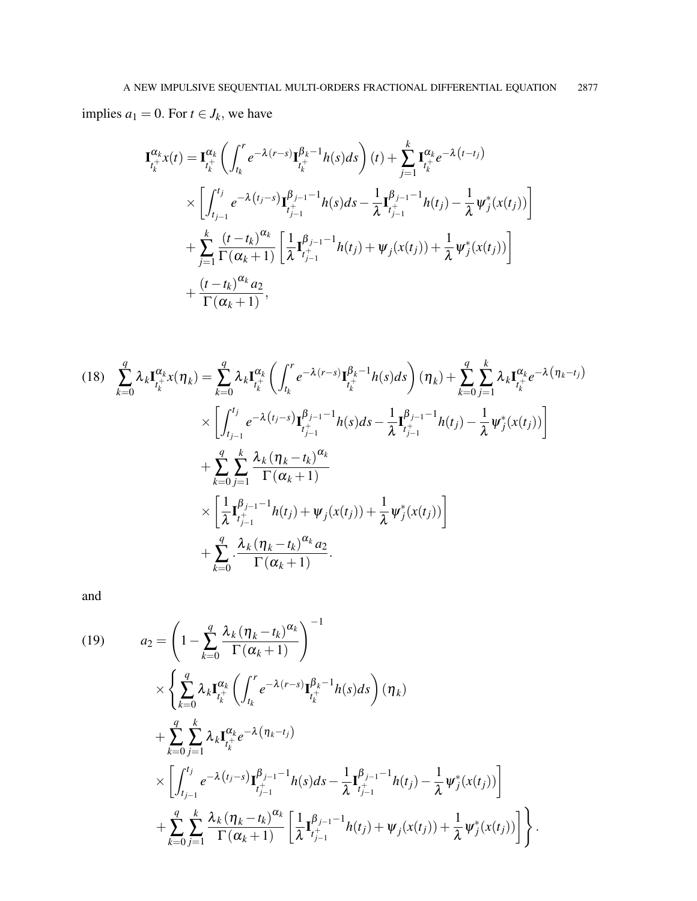implies $a_1 = 0$. For $t \in J_k$, we have

$$
\begin{aligned}
\mathbf{I}_{t_k^+}^{\alpha_k} x(t) &= \mathbf{I}_{t_k^+}^{\alpha_k}\left(\int_{t_k}^{r} e^{-\lambda(r-s)} \mathbf{I}_{t_k^+}^{\beta_k-1} h(s)ds\right)(t) + \sum_{j=1}^{k} \mathbf{I}_{t_k^+}^{\alpha_k} e^{-\lambda\left(t-t_j\right)} \\
&\times \left[\int_{t_{j-1}}^{t_j} e^{-\lambda\left(t_j-s\right)} \mathbf{I}_{t_{j-1}^+}^{\beta_{j-1}-1} h(s)ds - \frac{1}{\lambda}\mathbf{I}_{t_{j-1}^+}^{\beta_{j-1}-1} h(t_j) - \frac{1}{\lambda}\psi_j^*(x(t_j))\right] \\
&+ \sum_{j=1}^{k} \frac{(t-t_k)^{\alpha_k}}{\Gamma(\alpha_k+1)}\left[\frac{1}{\lambda}\mathbf{I}_{t_{j-1}^+}^{\beta_{j-1}-1} h(t_j) + \psi_j(x(t_j)) + \frac{1}{\lambda}\psi_j^*(x(t_j))\right] \\
&+ \frac{(t-t_k)^{\alpha_k} a_2}{\Gamma(\alpha_k+1)},
\end{aligned}
$$

$$
\begin{aligned}
(18)\quad \sum_{k=0}^{q} \lambda_k \mathbf{I}_{t_k^+}^{\alpha_k} x(\eta_k) &= \sum_{k=0}^{q} \lambda_k \mathbf{I}_{t_k^+}^{\alpha_k}\left(\int_{t_k}^{r} e^{-\lambda(r-s)} \mathbf{I}_{t_k^+}^{\beta_k-1} h(s)ds\right)(\eta_k) + \sum_{k=0}^{q}\sum_{j=1}^{k} \lambda_k \mathbf{I}_{t_k^+}^{\alpha_k} e^{-\lambda\left(\eta_k-t_j\right)} \\
&\times \left[\int_{t_{j-1}}^{t_j} e^{-\lambda\left(t_j-s\right)} \mathbf{I}_{t_{j-1}^+}^{\beta_{j-1}-1} h(s)ds - \frac{1}{\lambda}\mathbf{I}_{t_{j-1}^+}^{\beta_{j-1}-1} h(t_j) - \frac{1}{\lambda}\psi_j^*(x(t_j))\right] \\
&+ \sum_{k=0}^{q}\sum_{j=1}^{k} \frac{\lambda_k(\eta_k-t_k)^{\alpha_k}}{\Gamma(\alpha_k+1)} \\
&\times \left[\frac{1}{\lambda}\mathbf{I}_{t_{j-1}^+}^{\beta_{j-1}-1} h(t_j) + \psi_j(x(t_j)) + \frac{1}{\lambda}\psi_j^*(x(t_j))\right] \\
&+ \sum_{k=0}^{q} . \frac{\lambda_k(\eta_k-t_k)^{\alpha_k} a_2}{\Gamma(\alpha_k+1)}.
\end{aligned}
$$

and

$$
\begin{aligned}
(19)\qquad a_2 &= \left(1 - \sum_{k=0}^{q} \frac{\lambda_k(\eta_k-t_k)^{\alpha_k}}{\Gamma(\alpha_k+1)}\right)^{-1} \\
&\times \left\{\sum_{k=0}^{q} \lambda_k \mathbf{I}_{t_k^+}^{\alpha_k}\left(\int_{t_k}^{r} e^{-\lambda(r-s)} \mathbf{I}_{t_k^+}^{\beta_k-1} h(s)ds\right)(\eta_k)\right. \\
&+ \sum_{k=0}^{q}\sum_{j=1}^{k} \lambda_k \mathbf{I}_{t_k^+}^{\alpha_k} e^{-\lambda\left(\eta_k-t_j\right)} \\
&\times \left[\int_{t_{j-1}}^{t_j} e^{-\lambda\left(t_j-s\right)} \mathbf{I}_{t_{j-1}^+}^{\beta_{j-1}-1} h(s)ds - \frac{1}{\lambda}\mathbf{I}_{t_{j-1}^+}^{\beta_{j-1}-1} h(t_j) - \frac{1}{\lambda}\psi_j^*(x(t_j))\right] \\
&+ \left.\sum_{k=0}^{q}\sum_{j=1}^{k} \frac{\lambda_k(\eta_k-t_k)^{\alpha_k}}{\Gamma(\alpha_k+1)}\left[\frac{1}{\lambda}\mathbf{I}_{t_{j-1}^+}^{\beta_{j-1}-1} h(t_j) + \psi_j(x(t_j)) + \frac{1}{\lambda}\psi_j^*(x(t_j))\right]\right\}.
\end{aligned}
$$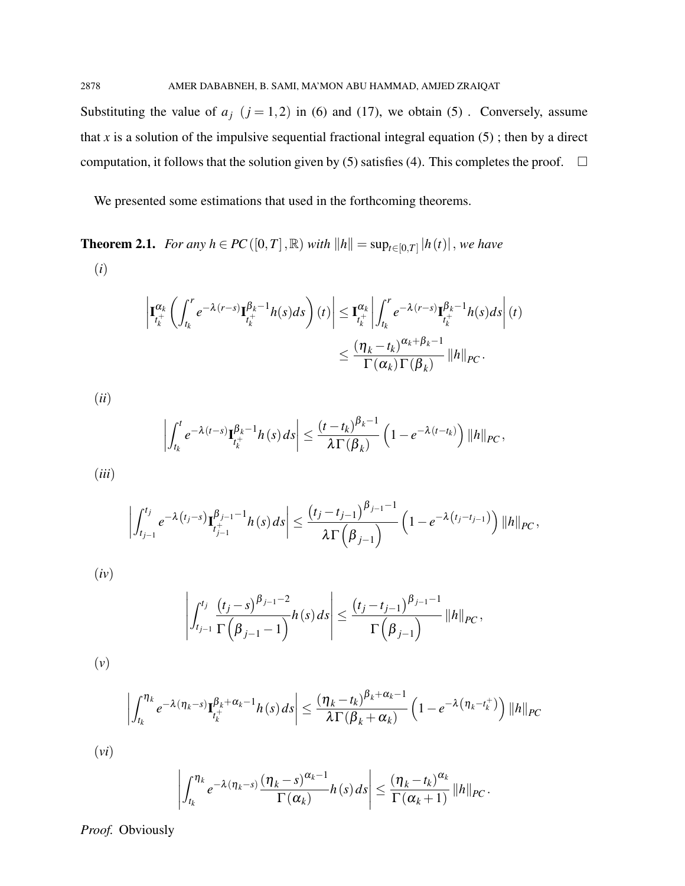Substituting the value of $a_j$ $(j=1,2)$ in (6) and (17), we obtain (5). Conversely, assume that $x$ is a solution of the impulsive sequential fractional integral equation (5) ; then by a direct computation, it follows that the solution given by (5) satisfies (4). This completes the proof. $\square$

We presented some estimations that used in the forthcoming theorems.

**Theorem 2.1.** *For any $h \in PC([0,T],\mathbb{R})$ with $\|h\| = \sup_{t\in[0,T]} |h(t)|$, we have*

$(i)$

$$\left| \mathbf{I}_{t_k^+}^{\alpha_k} \left( \int_{t_k}^{r} e^{-\lambda(r-s)} \mathbf{I}_{t_k^+}^{\beta_k - 1} h(s) ds \right)(t) \right| \leq \mathbf{I}_{t_k^+}^{\alpha_k} \left| \int_{t_k}^{r} e^{-\lambda(r-s)} \mathbf{I}_{t_k^+}^{\beta_k - 1} h(s) ds \right| (t) \leq \frac{(\eta_k - t_k)^{\alpha_k + \beta_k - 1}}{\Gamma(\alpha_k)\Gamma(\beta_k)} \|h\|_{PC}.$$

$(ii)$

$$\left| \int_{t_k}^{t} e^{-\lambda(t-s)} \mathbf{I}_{t_k^+}^{\beta_k - 1} h(s) ds \right| \leq \frac{(t-t_k)^{\beta_k - 1}}{\lambda \Gamma(\beta_k)} \left(1 - e^{-\lambda(t-t_k)}\right) \|h\|_{PC},$$

$(iii)$

$$\left| \int_{t_{j-1}}^{t_j} e^{-\lambda(t_j - s)} \mathbf{I}_{t_{j-1}^+}^{\beta_{j-1} - 1} h(s) ds \right| \leq \frac{(t_j - t_{j-1})^{\beta_{j-1} - 1}}{\lambda \Gamma\left(\beta_{j-1}\right)} \left(1 - e^{-\lambda(t_j - t_{j-1})}\right) \|h\|_{PC},$$

$(iv)$

$$\left| \int_{t_{j-1}}^{t_j} \frac{(t_j - s)^{\beta_{j-1} - 2}}{\Gamma\left(\beta_{j-1} - 1\right)} h(s) ds \right| \leq \frac{(t_j - t_{j-1})^{\beta_{j-1} - 1}}{\Gamma\left(\beta_{j-1}\right)} \|h\|_{PC},$$

$(v)$

$$\left| \int_{t_k}^{\eta_k} e^{-\lambda(\eta_k - s)} \mathbf{I}_{t_k^+}^{\beta_k + \alpha_k - 1} h(s) ds \right| \leq \frac{(\eta_k - t_k)^{\beta_k + \alpha_k - 1}}{\lambda \Gamma(\beta_k + \alpha_k)} \left(1 - e^{-\lambda\left(\eta_k - t_k^+\right)}\right) \|h\|_{PC}$$

$(vi)$

$$\left| \int_{t_k}^{\eta_k} e^{-\lambda(\eta_k - s)} \frac{(\eta_k - s)^{\alpha_k - 1}}{\Gamma(\alpha_k)} h(s) ds \right| \leq \frac{(\eta_k - t_k)^{\alpha_k}}{\Gamma(\alpha_k + 1)} \|h\|_{PC}.$$

*Proof.* Obviously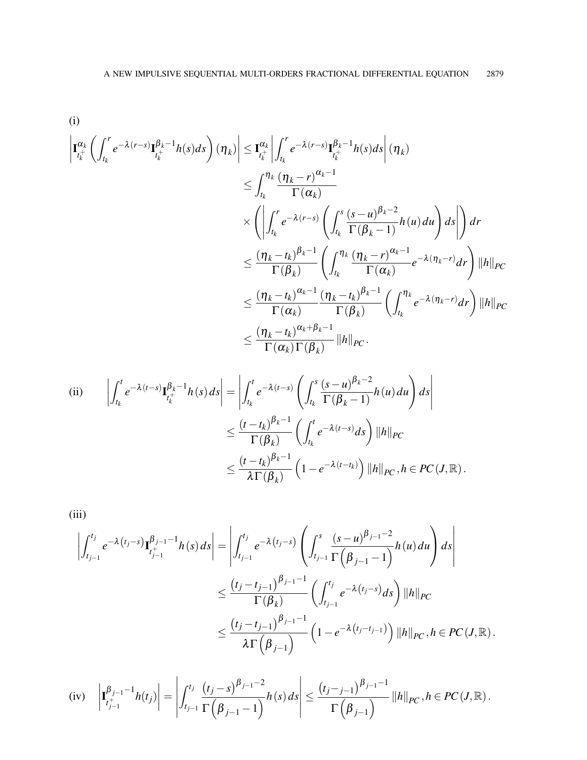(i)

$$
\begin{aligned}
\left|\mathbf{I}_{t_k^+}^{\alpha_k}\left(\int_{t_k}^{r} e^{-\lambda(r-s)}\mathbf{I}_{t_k^+}^{\beta_k-1}h(s)ds\right)(\eta_k)\right| &\leq \mathbf{I}_{t_k^+}^{\alpha_k}\left|\int_{t_k}^{r} e^{-\lambda(r-s)}\mathbf{I}_{t_k^+}^{\beta_k-1}h(s)ds\right|(\eta_k) \\
&\leq \int_{t_k}^{\eta_k}\frac{(\eta_k-r)^{\alpha_k-1}}{\Gamma(\alpha_k)} \\
&\quad\times\left(\left|\int_{t_k}^{r} e^{-\lambda(r-s)}\left(\int_{t_k}^{s}\frac{(s-u)^{\beta_k-2}}{\Gamma(\beta_k-1)}h(u)\,du\right)ds\right|\right)dr \\
&\leq \frac{(\eta_k-t_k)^{\beta_k-1}}{\Gamma(\beta_k)}\left(\int_{t_k}^{\eta_k}\frac{(\eta_k-r)^{\alpha_k-1}}{\Gamma(\alpha_k)}e^{-\lambda(\eta_k-r)}dr\right)\|h\|_{PC} \\
&\leq \frac{(\eta_k-t_k)^{\alpha_k-1}}{\Gamma(\alpha_k)}\frac{(\eta_k-t_k)^{\beta_k-1}}{\Gamma(\beta_k)}\left(\int_{t_k}^{\eta_k}e^{-\lambda(\eta_k-r)}dr\right)\|h\|_{PC} \\
&\leq \frac{(\eta_k-t_k)^{\alpha_k+\beta_k-1}}{\Gamma(\alpha_k)\Gamma(\beta_k)}\|h\|_{PC}.
\end{aligned}
$$

(ii)

$$
\begin{aligned}
\left|\int_{t_k}^{t} e^{-\lambda(t-s)}\mathbf{I}_{t_k^+}^{\beta_k-1}h(s)\,ds\right| &= \left|\int_{t_k}^{t} e^{-\lambda(t-s)}\left(\int_{t_k}^{s}\frac{(s-u)^{\beta_k-2}}{\Gamma(\beta_k-1)}h(u)\,du\right)ds\right| \\
&\leq \frac{(t-t_k)^{\beta_k-1}}{\Gamma(\beta_k)}\left(\int_{t_k}^{t}e^{-\lambda(t-s)}ds\right)\|h\|_{PC} \\
&\leq \frac{(t-t_k)^{\beta_k-1}}{\lambda\Gamma(\beta_k)}\left(1-e^{-\lambda(t-t_k)}\right)\|h\|_{PC}, h\in PC(J,\mathbb{R}).
\end{aligned}
$$

(iii)

$$
\begin{aligned}
\left|\int_{t_{j-1}}^{t_j} e^{-\lambda(t_j-s)}\mathbf{I}_{t_{j-1}^+}^{\beta_{j-1}-1}h(s)\,ds\right| &= \left|\int_{t_{j-1}}^{t_j} e^{-\lambda(t_j-s)}\left(\int_{t_{j-1}}^{s}\frac{(s-u)^{\beta_{j-1}-2}}{\Gamma\left(\beta_{j-1}-1\right)}h(u)\,du\right)ds\right| \\
&\leq \frac{\left(t_j-t_{j-1}\right)^{\beta_{j-1}-1}}{\Gamma(\beta_k)}\left(\int_{t_{j-1}}^{t_j}e^{-\lambda(t_j-s)}ds\right)\|h\|_{PC} \\
&\leq \frac{\left(t_j-t_{j-1}\right)^{\beta_{j-1}-1}}{\lambda\Gamma\left(\beta_{j-1}\right)}\left(1-e^{-\lambda(t_j-t_{j-1})}\right)\|h\|_{PC}, h\in PC(J,\mathbb{R}).
\end{aligned}
$$

(iv)

$$
\left|\mathbf{I}_{t_{j-1}^+}^{\beta_{j-1}-1}h(t_j)\right| = \left|\int_{t_{j-1}}^{t_j}\frac{\left(t_j-s\right)^{\beta_{j-1}-2}}{\Gamma\left(\beta_{j-1}-1\right)}h(s)\,ds\right| \leq \frac{\left(t_j-_{j-1}\right)^{\beta_{j-1}-1}}{\Gamma\left(\beta_{j-1}\right)}\|h\|_{PC}, h\in PC(J,\mathbb{R}).
$$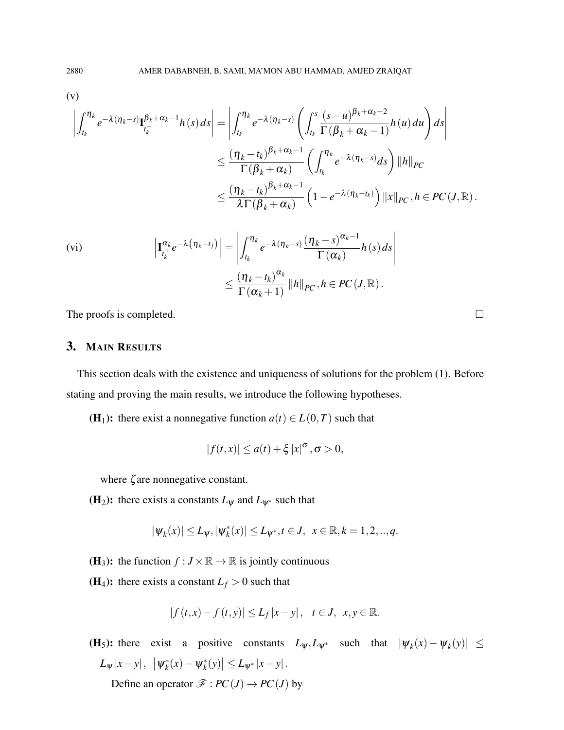(v)

$$
\begin{aligned}
\left|\int_{t_k}^{\eta_k} e^{-\lambda(\eta_k-s)}\mathbf{I}_{t_k^+}^{\beta_k+\alpha_k-1}h(s)\,ds\right| &= \left|\int_{t_k}^{\eta_k} e^{-\lambda(\eta_k-s)}\left(\int_{t_k}^{s}\frac{(s-u)^{\beta_k+\alpha_k-2}}{\Gamma(\beta_k+\alpha_k-1)}h(u)\,du\right)ds\right| \\
&\leq \frac{(\eta_k-t_k)^{\beta_k+\alpha_k-1}}{\Gamma(\beta_k+\alpha_k)}\left(\int_{t_k}^{\eta_k} e^{-\lambda(\eta_k-s)}ds\right)\|h\|_{PC} \\
&\leq \frac{(\eta_k-t_k)^{\beta_k+\alpha_k-1}}{\lambda\Gamma(\beta_k+\alpha_k)}\left(1-e^{-\lambda(\eta_k-t_k)}\right)\|x\|_{PC}, h\in PC(J,\mathbb{R}).
\end{aligned}
$$

(vi)

$$
\begin{aligned}
\left|\mathbf{I}_{t_k^+}^{\alpha_k}e^{-\lambda(\eta_k-t_j)}\right| &= \left|\int_{t_k}^{\eta_k} e^{-\lambda(\eta_k-s)}\frac{(\eta_k-s)^{\alpha_k-1}}{\Gamma(\alpha_k)}h(s)\,ds\right| \\
&\leq \frac{(\eta_k-t_k)^{\alpha_k}}{\Gamma(\alpha_k+1)}\|h\|_{PC}, h\in PC(J,\mathbb{R}).
\end{aligned}
$$

The proofs is completed. □

## 3. Main Results

This section deals with the existence and uniqueness of solutions for the problem (1). Before stating and proving the main results, we introduce the following hypotheses.

**($H_1$):** there exist a nonnegative function $a(t)\in L(0,T)$ such that

$$
|f(t,x)|\leq a(t)+\xi|x|^{\sigma}, \sigma>0,
$$

where $\zeta$are nonnegative constant.

**($H_2$):** there exists a constants $L_{\psi}$ and $L_{\psi^*}$ such that

$$
|\psi_k(x)|\leq L_{\psi}, |\psi_k^*(x)|\leq L_{\psi^*}, t\in J, \ x\in\mathbb{R}, k=1,2,..,q.
$$

**($H_3$):** the function $f:J\times\mathbb{R}\to\mathbb{R}$ is jointly continuous

**($H_4$):** there exists a constant $L_f>0$ such that

$$
|f(t,x)-f(t,y)|\leq L_f|x-y|, \quad t\in J, \ x,y\in\mathbb{R}.
$$

**($H_5$):** there exist a positive constants $L_{\psi}, L_{\psi^*}$ such that $|\psi_k(x)-\psi_k(y)|\leq L_{\psi}|x-y|$, $|\psi_k^*(x)-\psi_k^*(y)|\leq L_{\psi^*}|x-y|$.

Define an operator $\mathscr{F}:PC(J)\to PC(J)$ by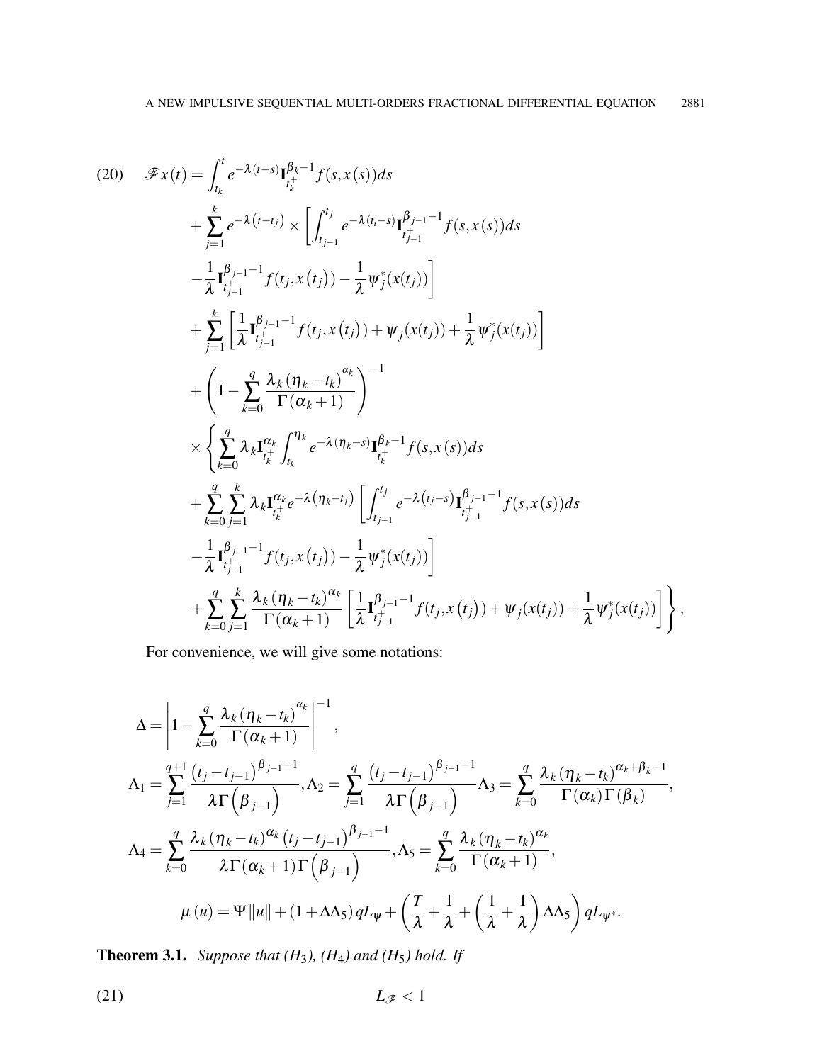$$
\begin{aligned}
(20)\quad \mathscr{F}x(t) &= \int_{t_k}^{t} e^{-\lambda(t-s)} \mathbf{I}_{t_k^+}^{\beta_k-1} f(s,x(s))ds \\
&+ \sum_{j=1}^{k} e^{-\lambda(t-t_j)} \times \left[ \int_{t_{j-1}}^{t_j} e^{-\lambda(t_i-s)} \mathbf{I}_{t_{j-1}^+}^{\beta_{j-1}-1} f(s,x(s))ds \right. \\
&\left. -\frac{1}{\lambda} \mathbf{I}_{t_{j-1}^+}^{\beta_{j-1}-1} f(t_j,x(t_j)) - \frac{1}{\lambda} \psi_j^*(x(t_j)) \right] \\
&+ \sum_{j=1}^{k} \left[ \frac{1}{\lambda} \mathbf{I}_{t_{j-1}^+}^{\beta_{j-1}-1} f(t_j,x(t_j)) + \psi_j(x(t_j)) + \frac{1}{\lambda} \psi_j^*(x(t_j)) \right] \\
&+ \left( 1 - \sum_{k=0}^{q} \frac{\lambda_k (\eta_k - t_k)^{\alpha_k}}{\Gamma(\alpha_k+1)} \right)^{-1} \\
&\times \left\{ \sum_{k=0}^{q} \lambda_k \mathbf{I}_{t_k^+}^{\alpha_k} \int_{t_k}^{\eta_k} e^{-\lambda(\eta_k-s)} \mathbf{I}_{t_k^+}^{\beta_k-1} f(s,x(s))ds \right. \\
&+ \sum_{k=0}^{q} \sum_{j=1}^{k} \lambda_k \mathbf{I}_{t_k^+}^{\alpha_k} e^{-\lambda(\eta_k-t_j)} \left[ \int_{t_{j-1}}^{t_j} e^{-\lambda(t_j-s)} \mathbf{I}_{t_{j-1}^+}^{\beta_{j-1}-1} f(s,x(s))ds \right. \\
&\left. -\frac{1}{\lambda} \mathbf{I}_{t_{j-1}^+}^{\beta_{j-1}-1} f(t_j,x(t_j)) - \frac{1}{\lambda} \psi_j^*(x(t_j)) \right] \\
&\left. + \sum_{k=0}^{q} \sum_{j=1}^{k} \frac{\lambda_k (\eta_k - t_k)^{\alpha_k}}{\Gamma(\alpha_k+1)} \left[ \frac{1}{\lambda} \mathbf{I}_{t_{j-1}^+}^{\beta_{j-1}-1} f(t_j,x(t_j)) + \psi_j(x(t_j)) + \frac{1}{\lambda} \psi_j^*(x(t_j)) \right] \right\},
\end{aligned}
$$

For convenience, we will give some notations:

$$
\Delta = \left| 1 - \sum_{k=0}^{q} \frac{\lambda_k (\eta_k - t_k)^{\alpha_k}}{\Gamma(\alpha_k+1)} \right|^{-1},
$$

$$
\Lambda_1 = \sum_{j=1}^{q+1} \frac{(t_j - t_{j-1})^{\beta_{j-1}-1}}{\lambda \Gamma(\beta_{j-1})}, \Lambda_2 = \sum_{j=1}^{q} \frac{(t_j - t_{j-1})^{\beta_{j-1}-1}}{\lambda \Gamma(\beta_{j-1})} \Lambda_3 = \sum_{k=0}^{q} \frac{\lambda_k (\eta_k - t_k)^{\alpha_k+\beta_k-1}}{\Gamma(\alpha_k)\Gamma(\beta_k)},
$$

$$
\Lambda_4 = \sum_{k=0}^{q} \frac{\lambda_k (\eta_k - t_k)^{\alpha_k} (t_j - t_{j-1})^{\beta_{j-1}-1}}{\lambda \Gamma(\alpha_k+1)\Gamma(\beta_{j-1})}, \Lambda_5 = \sum_{k=0}^{q} \frac{\lambda_k (\eta_k - t_k)^{\alpha_k}}{\Gamma(\alpha_k+1)},
$$

$$
\mu(u) = \Psi \|u\| + (1 + \Delta\Lambda_5) q L_\psi + \left( \frac{T}{\lambda} + \frac{1}{\lambda} + \left( \frac{1}{\lambda} + \frac{1}{\lambda} \right) \Delta\Lambda_5 \right) q L_{\psi^*}.
$$

**Theorem 3.1.** *Suppose that ($H_3$), ($H_4$) and ($H_5$) hold. If*

$$
L_{\mathscr{F}} < 1 \tag{21}
$$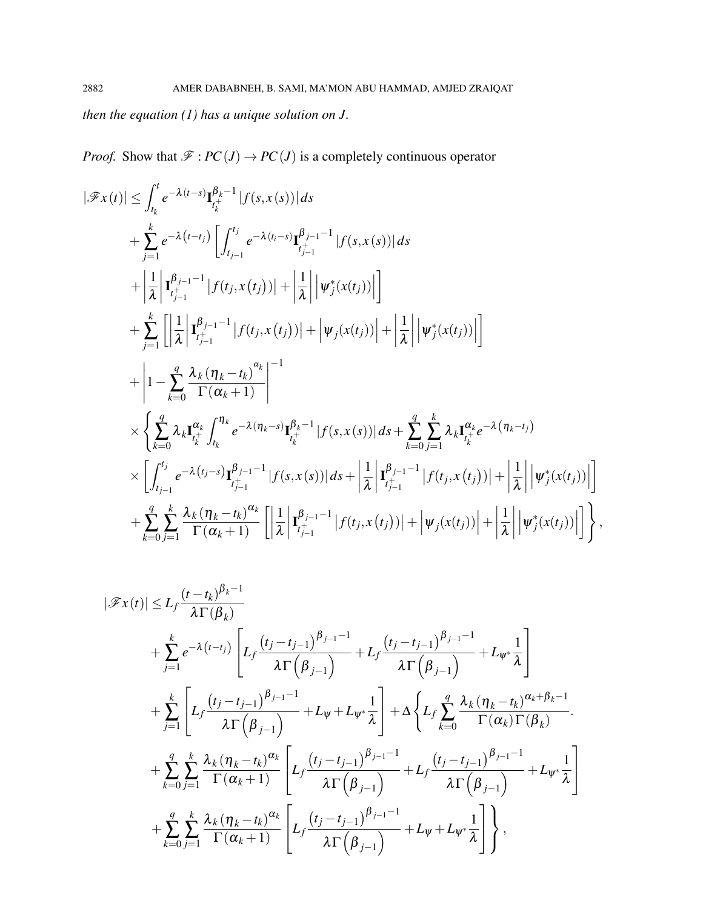*then the equation (1) has a unique solution on $J$.*

*Proof.* Show that $\mathscr{F} : PC(J) \to PC(J)$ is a completely continuous operator

$$
\begin{aligned}
|\mathscr{F}x(t)| \leq & \int_{t_k}^{t} e^{-\lambda(t-s)} \mathbf{I}_{t_k^+}^{\beta_k - 1} |f(s,x(s))| \, ds \\
& + \sum_{j=1}^{k} e^{-\lambda(t-t_j)} \left[ \int_{t_{j-1}}^{t_j} e^{-\lambda(t_i - s)} \mathbf{I}_{t_{j-1}^+}^{\beta_{j-1}-1} |f(s,x(s))| \, ds \right. \\
& \left. + \left| \frac{1}{\lambda} \right| \mathbf{I}_{t_{j-1}^+}^{\beta_{j-1}-1} \left| f(t_j, x(t_j)) \right| + \left| \frac{1}{\lambda} \right| \left| \psi_j^*(x(t_j)) \right| \right] \\
& + \sum_{j=1}^{k} \left[ \left| \frac{1}{\lambda} \right| \mathbf{I}_{t_{j-1}^+}^{\beta_{j-1}-1} \left| f(t_j, x(t_j)) \right| + \left| \psi_j(x(t_j)) \right| + \left| \frac{1}{\lambda} \right| \left| \psi_j^*(x(t_j)) \right| \right] \\
& + \left| 1 - \sum_{k=0}^{q} \frac{\lambda_k (\eta_k - t_k)^{\alpha_k}}{\Gamma(\alpha_k + 1)} \right|^{-1} \\
& \times \left\{ \sum_{k=0}^{q} \lambda_k \mathbf{I}_{t_k^+}^{\alpha_k} \int_{t_k}^{\eta_k} e^{-\lambda(\eta_k - s)} \mathbf{I}_{t_k^+}^{\beta_k - 1} |f(s,x(s))| \, ds + \sum_{k=0}^{q} \sum_{j=1}^{k} \lambda_k \mathbf{I}_{t_k^+}^{\alpha_k} e^{-\lambda(\eta_k - t_j)} \right. \\
& \times \left[ \int_{t_{j-1}}^{t_j} e^{-\lambda(t_j - s)} \mathbf{I}_{t_{j-1}^+}^{\beta_{j-1}-1} |f(s,x(s))| \, ds + \left| \frac{1}{\lambda} \right| \mathbf{I}_{t_{j-1}^+}^{\beta_{j-1}-1} \left| f(t_j, x(t_j)) \right| + \left| \frac{1}{\lambda} \right| \left| \psi_j^*(x(t_j)) \right| \right] \\
& \left. + \sum_{k=0}^{q} \sum_{j=1}^{k} \frac{\lambda_k (\eta_k - t_k)^{\alpha_k}}{\Gamma(\alpha_k + 1)} \left[ \left| \frac{1}{\lambda} \right| \mathbf{I}_{t_{j-1}^+}^{\beta_{j-1}-1} \left| f(t_j, x(t_j)) \right| + \left| \psi_j(x(t_j)) \right| + \left| \frac{1}{\lambda} \right| \left| \psi_j^*(x(t_j)) \right| \right] \right\},
\end{aligned}
$$

$$
\begin{aligned}
|\mathscr{F}x(t)| \leq & L_f \frac{(t - t_k)^{\beta_k - 1}}{\lambda \Gamma(\beta_k)} \\
& + \sum_{j=1}^{k} e^{-\lambda(t-t_j)} \left[ L_f \frac{(t_j - t_{j-1})^{\beta_{j-1}-1}}{\lambda \Gamma(\beta_{j-1})} + L_f \frac{(t_j - t_{j-1})^{\beta_{j-1}-1}}{\lambda \Gamma(\beta_{j-1})} + L_{\psi^*} \frac{1}{\lambda} \right] \\
& + \sum_{j=1}^{k} \left[ L_f \frac{(t_j - t_{j-1})^{\beta_{j-1}-1}}{\lambda \Gamma(\beta_{j-1})} + L_\psi + L_{\psi^*} \frac{1}{\lambda} \right] + \Delta \left\{ L_f \sum_{k=0}^{q} \frac{\lambda_k (\eta_k - t_k)^{\alpha_k + \beta_k - 1}}{\Gamma(\alpha_k) \Gamma(\beta_k)} . \right. \\
& + \sum_{k=0}^{q} \sum_{j=1}^{k} \frac{\lambda_k (\eta_k - t_k)^{\alpha_k}}{\Gamma(\alpha_k + 1)} \left[ L_f \frac{(t_j - t_{j-1})^{\beta_{j-1}-1}}{\lambda \Gamma(\beta_{j-1})} + L_f \frac{(t_j - t_{j-1})^{\beta_{j-1}-1}}{\lambda \Gamma(\beta_{j-1})} + L_{\psi^*} \frac{1}{\lambda} \right] \\
& \left. + \sum_{k=0}^{q} \sum_{j=1}^{k} \frac{\lambda_k (\eta_k - t_k)^{\alpha_k}}{\Gamma(\alpha_k + 1)} \left[ L_f \frac{(t_j - t_{j-1})^{\beta_{j-1}-1}}{\lambda \Gamma(\beta_{j-1})} + L_\psi + L_{\psi^*} \frac{1}{\lambda} \right] \right\},
\end{aligned}
$$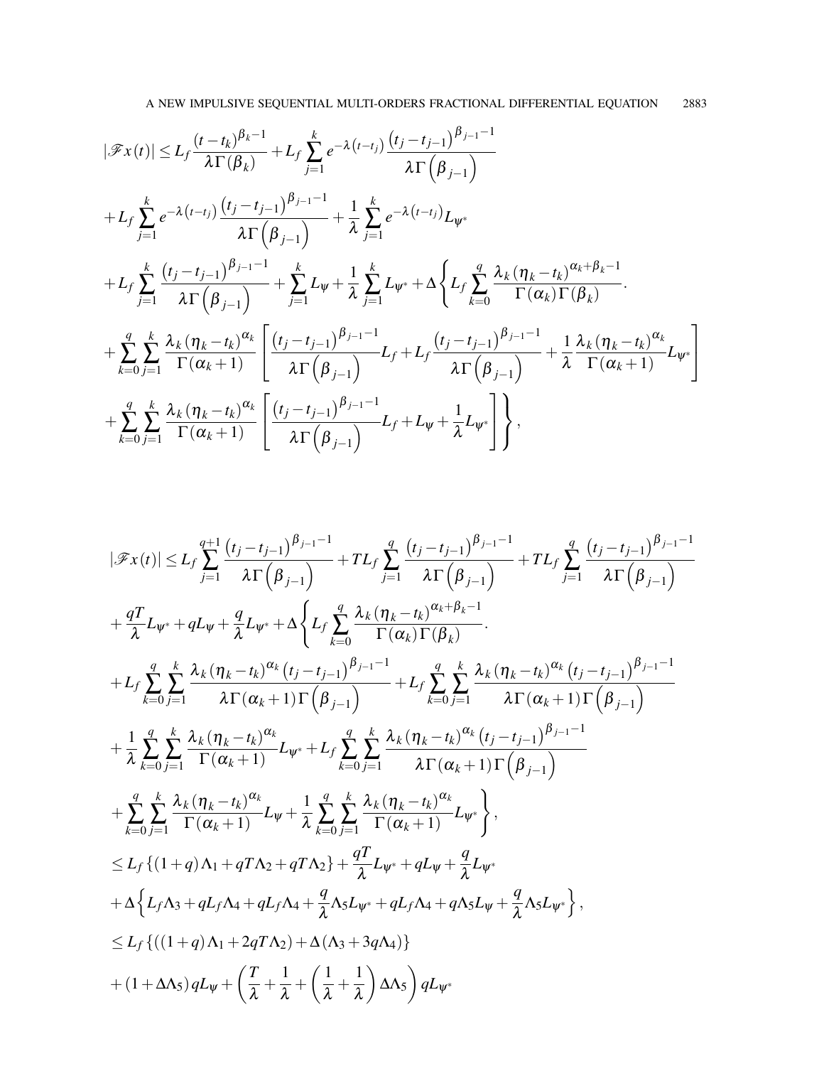$$
\begin{aligned}
|\mathscr{F}x(t)| \leq{}& L_f \frac{(t-t_k)^{\beta_k-1}}{\lambda\Gamma(\beta_k)} + L_f \sum_{j=1}^{k} e^{-\lambda(t-t_j)} \frac{(t_j-t_{j-1})^{\beta_{j-1}-1}}{\lambda\Gamma\left(\beta_{j-1}\right)} \\
&+ L_f \sum_{j=1}^{k} e^{-\lambda(t-t_j)} \frac{(t_j-t_{j-1})^{\beta_{j-1}-1}}{\lambda\Gamma\left(\beta_{j-1}\right)} + \frac{1}{\lambda} \sum_{j=1}^{k} e^{-\lambda(t-t_j)} L_{\psi^*} \\
&+ L_f \sum_{j=1}^{k} \frac{(t_j-t_{j-1})^{\beta_{j-1}-1}}{\lambda\Gamma\left(\beta_{j-1}\right)} + \sum_{j=1}^{k} L_\psi + \frac{1}{\lambda} \sum_{j=1}^{k} L_{\psi^*} + \Delta \left\{ L_f \sum_{k=0}^{q} \frac{\lambda_k (\eta_k - t_k)^{\alpha_k+\beta_k-1}}{\Gamma(\alpha_k)\Gamma(\beta_k)}. \right. \\
&+ \sum_{k=0}^{q} \sum_{j=1}^{k} \frac{\lambda_k (\eta_k-t_k)^{\alpha_k}}{\Gamma(\alpha_k+1)} \left[ \frac{(t_j-t_{j-1})^{\beta_{j-1}-1}}{\lambda\Gamma\left(\beta_{j-1}\right)} L_f + L_f \frac{(t_j-t_{j-1})^{\beta_{j-1}-1}}{\lambda\Gamma\left(\beta_{j-1}\right)} + \frac{1}{\lambda} \frac{\lambda_k (\eta_k-t_k)^{\alpha_k}}{\Gamma(\alpha_k+1)} L_{\psi^*} \right] \\
&\left. + \sum_{k=0}^{q} \sum_{j=1}^{k} \frac{\lambda_k (\eta_k-t_k)^{\alpha_k}}{\Gamma(\alpha_k+1)} \left[ \frac{(t_j-t_{j-1})^{\beta_{j-1}-1}}{\lambda\Gamma\left(\beta_{j-1}\right)} L_f + L_\psi + \frac{1}{\lambda} L_{\psi^*} \right] \right\},
\end{aligned}
$$

$$
\begin{aligned}
|\mathscr{F}x(t)| \leq{}& L_f \sum_{j=1}^{q+1} \frac{(t_j-t_{j-1})^{\beta_{j-1}-1}}{\lambda\Gamma\left(\beta_{j-1}\right)} + TL_f \sum_{j=1}^{q} \frac{(t_j-t_{j-1})^{\beta_{j-1}-1}}{\lambda\Gamma\left(\beta_{j-1}\right)} + TL_f \sum_{j=1}^{q} \frac{(t_j-t_{j-1})^{\beta_{j-1}-1}}{\lambda\Gamma\left(\beta_{j-1}\right)} \\
&+ \frac{qT}{\lambda} L_{\psi^*} + qL_\psi + \frac{q}{\lambda} L_{\psi^*} + \Delta \left\{ L_f \sum_{k=0}^{q} \frac{\lambda_k (\eta_k-t_k)^{\alpha_k+\beta_k-1}}{\Gamma(\alpha_k)\Gamma(\beta_k)}. \right. \\
&+ L_f \sum_{k=0}^{q} \sum_{j=1}^{k} \frac{\lambda_k (\eta_k-t_k)^{\alpha_k} (t_j-t_{j-1})^{\beta_{j-1}-1}}{\lambda\Gamma(\alpha_k+1)\Gamma\left(\beta_{j-1}\right)} + L_f \sum_{k=0}^{q} \sum_{j=1}^{k} \frac{\lambda_k (\eta_k-t_k)^{\alpha_k} (t_j-t_{j-1})^{\beta_{j-1}-1}}{\lambda\Gamma(\alpha_k+1)\Gamma\left(\beta_{j-1}\right)} \\
&+ \frac{1}{\lambda} \sum_{k=0}^{q} \sum_{j=1}^{k} \frac{\lambda_k (\eta_k-t_k)^{\alpha_k}}{\Gamma(\alpha_k+1)} L_{\psi^*} + L_f \sum_{k=0}^{q} \sum_{j=1}^{k} \frac{\lambda_k (\eta_k-t_k)^{\alpha_k} (t_j-t_{j-1})^{\beta_{j-1}-1}}{\lambda\Gamma(\alpha_k+1)\Gamma\left(\beta_{j-1}\right)} \\
&\left. + \sum_{k=0}^{q} \sum_{j=1}^{k} \frac{\lambda_k (\eta_k-t_k)^{\alpha_k}}{\Gamma(\alpha_k+1)} L_\psi + \frac{1}{\lambda} \sum_{k=0}^{q} \sum_{j=1}^{k} \frac{\lambda_k (\eta_k-t_k)^{\alpha_k}}{\Gamma(\alpha_k+1)} L_{\psi^*} \right\}, \\
\leq{}& L_f \left\{ (1+q)\Lambda_1 + qT\Lambda_2 + qT\Lambda_2 \right\} + \frac{qT}{\lambda} L_{\psi^*} + qL_\psi + \frac{q}{\lambda} L_{\psi^*} \\
&+ \Delta \left\{ L_f\Lambda_3 + qL_f\Lambda_4 + qL_f\Lambda_4 + \frac{q}{\lambda}\Lambda_5 L_{\psi^*} + qL_f\Lambda_4 + q\Lambda_5 L_\psi + \frac{q}{\lambda}\Lambda_5 L_{\psi^*} \right\}, \\
\leq{}& L_f \left\{ ((1+q)\Lambda_1 + 2qT\Lambda_2) + \Delta(\Lambda_3 + 3q\Lambda_4) \right\} \\
&+ (1+\Delta\Lambda_5) qL_\psi + \left( \frac{T}{\lambda} + \frac{1}{\lambda} + \left( \frac{1}{\lambda} + \frac{1}{\lambda} \right) \Delta\Lambda_5 \right) qL_{\psi^*}
\end{aligned}
$$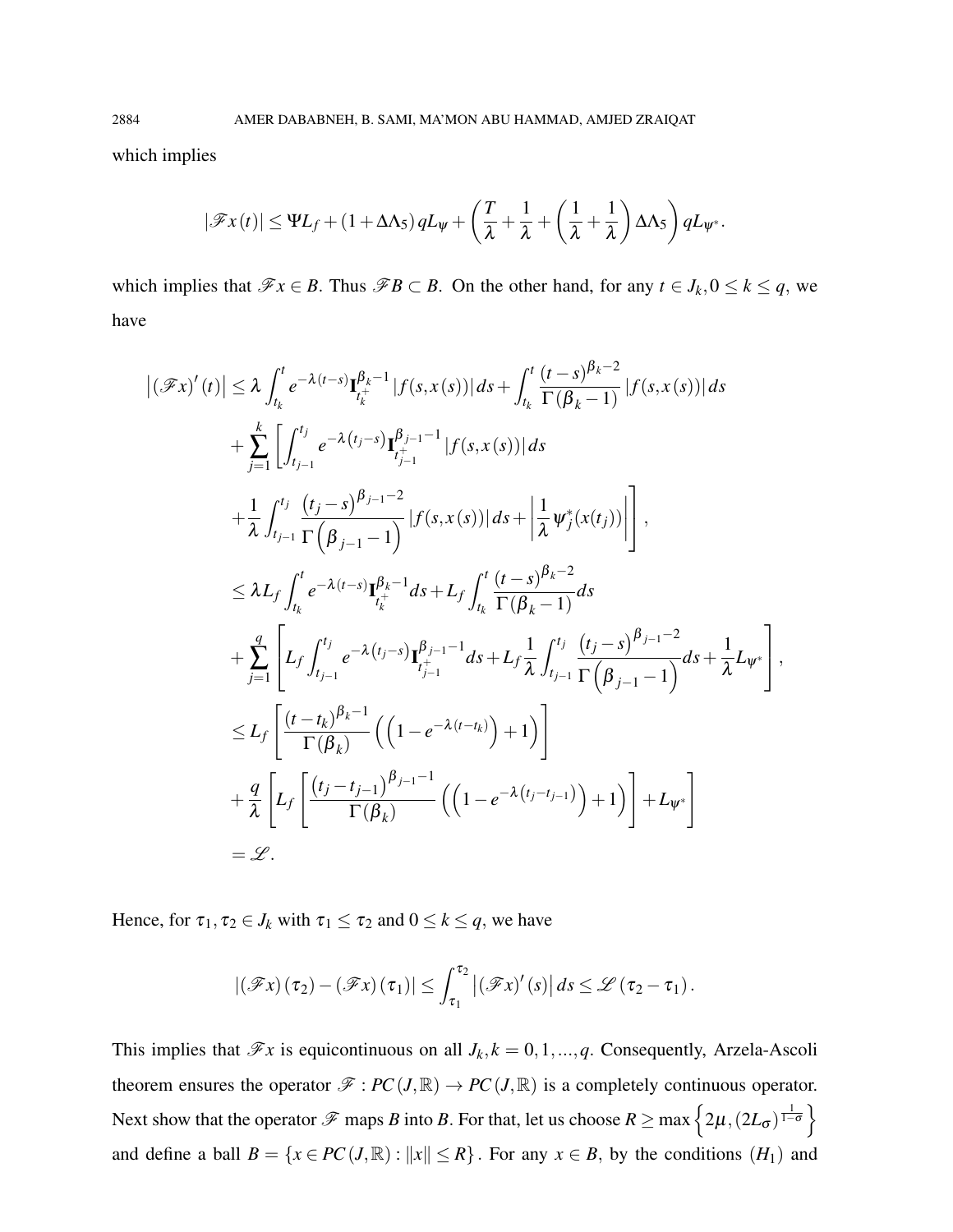which implies

$$|\mathscr{F}x(t)| \leq \Psi L_f + (1+\Delta\Lambda_5)\, qL_\psi + \left(\frac{T}{\lambda} + \frac{1}{\lambda} + \left(\frac{1}{\lambda} + \frac{1}{\lambda}\right)\Delta\Lambda_5\right) qL_{\psi^*}.$$

which implies that $\mathscr{F}x \in B$. Thus $\mathscr{F}B \subset B$. On the other hand, for any $t \in J_k, 0 \leq k \leq q$, we have

$$\begin{aligned}
\left|(\mathscr{F}x)'(t)\right| &\leq \lambda \int_{t_k}^{t} e^{-\lambda(t-s)} \mathbf{I}_{t_k^+}^{\beta_k - 1} |f(s,x(s))|\, ds + \int_{t_k}^{t} \frac{(t-s)^{\beta_k - 2}}{\Gamma(\beta_k - 1)} |f(s,x(s))|\, ds \\
&\quad + \sum_{j=1}^{k} \Bigg[ \int_{t_{j-1}}^{t_j} e^{-\lambda(t_j - s)} \mathbf{I}_{t_{j-1}^+}^{\beta_{j-1}-1} |f(s,x(s))|\, ds \\
&\quad + \frac{1}{\lambda} \int_{t_{j-1}}^{t_j} \frac{(t_j - s)^{\beta_{j-1}-2}}{\Gamma\left(\beta_{j-1} - 1\right)} |f(s,x(s))|\, ds + \left| \frac{1}{\lambda} \psi_j^*(x(t_j)) \right| \Bigg], \\
&\leq \lambda L_f \int_{t_k}^{t} e^{-\lambda(t-s)} \mathbf{I}_{t_k^+}^{\beta_k - 1} ds + L_f \int_{t_k}^{t} \frac{(t-s)^{\beta_k - 2}}{\Gamma(\beta_k - 1)} ds \\
&\quad + \sum_{j=1}^{q} \left[ L_f \int_{t_{j-1}}^{t_j} e^{-\lambda(t_j - s)} \mathbf{I}_{t_{j-1}^+}^{\beta_{j-1}-1} ds + L_f \frac{1}{\lambda} \int_{t_{j-1}}^{t_j} \frac{(t_j - s)^{\beta_{j-1}-2}}{\Gamma\left(\beta_{j-1} - 1\right)} ds + \frac{1}{\lambda} L_{\psi^*} \right], \\
&\leq L_f \left[ \frac{(t-t_k)^{\beta_k - 1}}{\Gamma(\beta_k)} \left( \left(1 - e^{-\lambda(t-t_k)}\right) + 1 \right) \right] \\
&\quad + \frac{q}{\lambda} \left[ L_f \left[ \frac{\left(t_j - t_{j-1}\right)^{\beta_{j-1}-1}}{\Gamma(\beta_k)} \left( \left(1 - e^{-\lambda\left(t_j - t_{j-1}\right)}\right) + 1 \right) \right] + L_{\psi^*} \right] \\
&= \mathscr{L}.
\end{aligned}$$

Hence, for $\tau_1, \tau_2 \in J_k$ with $\tau_1 \leq \tau_2$ and $0 \leq k \leq q$, we have

$$|(\mathscr{F}x)(\tau_2) - (\mathscr{F}x)(\tau_1)| \leq \int_{\tau_1}^{\tau_2} \left|(\mathscr{F}x)'(s)\right| ds \leq \mathscr{L}(\tau_2 - \tau_1).$$

This implies that $\mathscr{F}x$ is equicontinuous on all $J_k, k = 0,1,...,q$. Consequently, Arzela-Ascoli theorem ensures the operator $\mathscr{F} : PC(J,\mathbb{R}) \to PC(J,\mathbb{R})$ is a completely continuous operator. Next show that the operator $\mathscr{F}$ maps $B$ into $B$. For that, let us choose $R \geq \max\left\{2\mu, (2L_\sigma)^{\frac{1}{1-\sigma}}\right\}$ and define a ball $B = \{x \in PC(J,\mathbb{R}) : \|x\| \leq R\}$. For any $x \in B$, by the conditions $(H_1)$ and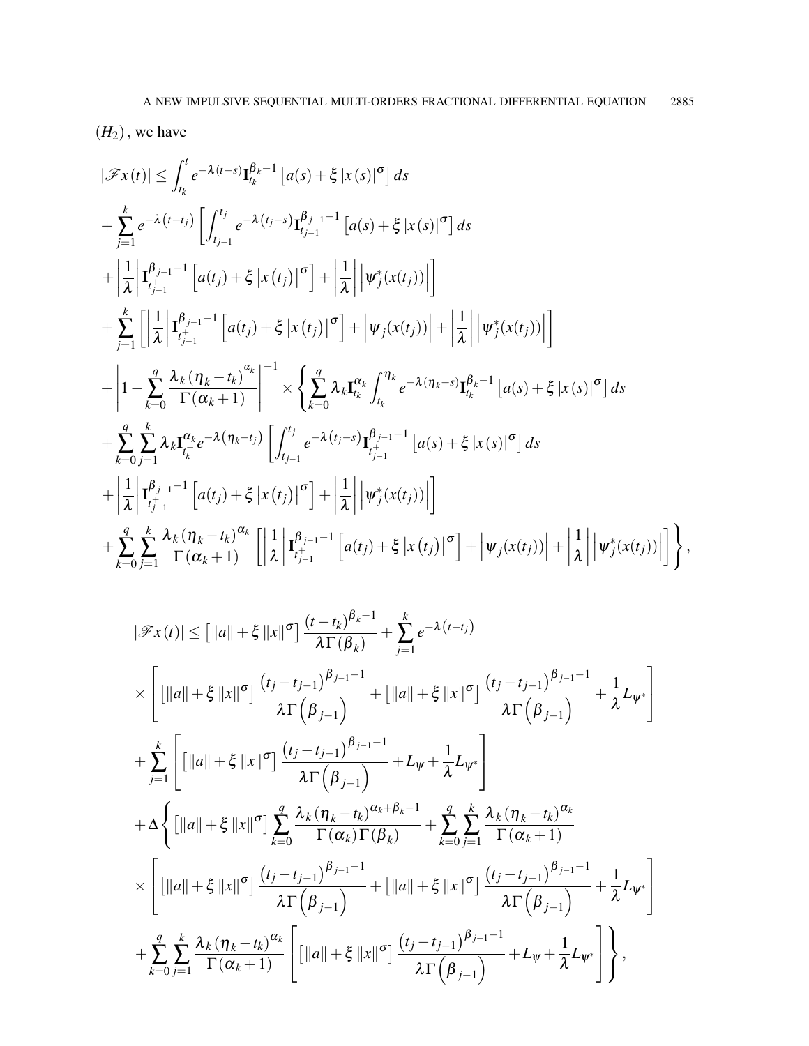$(H_2)$, we have

$$
\begin{aligned}
|\mathscr{F}x(t)| &\leq \int_{t_k}^{t} e^{-\lambda(t-s)} \mathbf{I}_{t_k}^{\beta_k - 1}\left[a(s) + \xi\,|x(s)|^{\sigma}\right] ds \\
&+ \sum_{j=1}^{k} e^{-\lambda\left(t-t_j\right)} \left[\int_{t_{j-1}}^{t_j} e^{-\lambda\left(t_j - s\right)} \mathbf{I}_{t_{j-1}}^{\beta_{j-1}-1}\left[a(s) + \xi\,|x(s)|^{\sigma}\right] ds \right.\\
&\left. + \left|\frac{1}{\lambda}\right| \mathbf{I}_{t_{j-1}^{+}}^{\beta_{j-1}-1}\left[a(t_j) + \xi\left|x\left(t_j\right)\right|^{\sigma}\right] + \left|\frac{1}{\lambda}\right|\left|\psi_j^{*}(x(t_j))\right|\right] \\
&+ \sum_{j=1}^{k}\left[\left|\frac{1}{\lambda}\right| \mathbf{I}_{t_{j-1}^{+}}^{\beta_{j-1}-1}\left[a(t_j) + \xi\left|x\left(t_j\right)\right|^{\sigma}\right] + \left|\psi_j(x(t_j))\right| + \left|\frac{1}{\lambda}\right|\left|\psi_j^{*}(x(t_j))\right|\right] \\
&+ \left|1 - \sum_{k=0}^{q} \frac{\lambda_k\left(\eta_k - t_k\right)^{\alpha_k}}{\Gamma(\alpha_k+1)}\right|^{-1} \times \left\{\sum_{k=0}^{q} \lambda_k \mathbf{I}_{t_k}^{\alpha_k} \int_{t_k}^{\eta_k} e^{-\lambda(\eta_k - s)} \mathbf{I}_{t_k}^{\beta_k - 1}\left[a(s) + \xi\,|x(s)|^{\sigma}\right] ds \right.\\
&+ \sum_{k=0}^{q}\sum_{j=1}^{k} \lambda_k \mathbf{I}_{t_k^{+}}^{\alpha_k} e^{-\lambda\left(\eta_k - t_j\right)} \left[\int_{t_{j-1}}^{t_j} e^{-\lambda\left(t_j - s\right)} \mathbf{I}_{t_{j-1}^{+}}^{\beta_{j-1}-1}\left[a(s) + \xi\,|x(s)|^{\sigma}\right] ds \right.\\
&\left. + \left|\frac{1}{\lambda}\right| \mathbf{I}_{t_{j-1}^{+}}^{\beta_{j-1}-1}\left[a(t_j) + \xi\left|x\left(t_j\right)\right|^{\sigma}\right] + \left|\frac{1}{\lambda}\right|\left|\psi_j^{*}(x(t_j))\right|\right] \\
&\left. + \sum_{k=0}^{q}\sum_{j=1}^{k} \frac{\lambda_k\left(\eta_k - t_k\right)^{\alpha_k}}{\Gamma(\alpha_k+1)}\left[\left|\frac{1}{\lambda}\right| \mathbf{I}_{t_{j-1}^{+}}^{\beta_{j-1}-1}\left[a(t_j) + \xi\left|x\left(t_j\right)\right|^{\sigma}\right] + \left|\psi_j(x(t_j))\right| + \left|\frac{1}{\lambda}\right|\left|\psi_j^{*}(x(t_j))\right|\right]\right\},
\end{aligned}
$$

$$
\begin{aligned}
|\mathscr{F}x(t)| &\leq \left[\|a\| + \xi\,\|x\|^{\sigma}\right] \frac{(t-t_k)^{\beta_k - 1}}{\lambda\Gamma(\beta_k)} + \sum_{j=1}^{k} e^{-\lambda\left(t-t_j\right)} \\
&\times \left[\left[\|a\| + \xi\,\|x\|^{\sigma}\right] \frac{\left(t_j - t_{j-1}\right)^{\beta_{j-1}-1}}{\lambda\Gamma\left(\beta_{j-1}\right)} + \left[\|a\| + \xi\,\|x\|^{\sigma}\right] \frac{\left(t_j - t_{j-1}\right)^{\beta_{j-1}-1}}{\lambda\Gamma\left(\beta_{j-1}\right)} + \frac{1}{\lambda} L_{\psi^{*}}\right] \\
&+ \sum_{j=1}^{k}\left[\left[\|a\| + \xi\,\|x\|^{\sigma}\right] \frac{\left(t_j - t_{j-1}\right)^{\beta_{j-1}-1}}{\lambda\Gamma\left(\beta_{j-1}\right)} + L_{\psi} + \frac{1}{\lambda} L_{\psi^{*}}\right] \\
&+ \Delta\left\{\left[\|a\| + \xi\,\|x\|^{\sigma}\right] \sum_{k=0}^{q} \frac{\lambda_k\left(\eta_k - t_k\right)^{\alpha_k + \beta_k - 1}}{\Gamma(\alpha_k)\Gamma(\beta_k)} + \sum_{k=0}^{q}\sum_{j=1}^{k} \frac{\lambda_k\left(\eta_k - t_k\right)^{\alpha_k}}{\Gamma(\alpha_k+1)} \right.\\
&\times \left[\left[\|a\| + \xi\,\|x\|^{\sigma}\right] \frac{\left(t_j - t_{j-1}\right)^{\beta_{j-1}-1}}{\lambda\Gamma\left(\beta_{j-1}\right)} + \left[\|a\| + \xi\,\|x\|^{\sigma}\right] \frac{\left(t_j - t_{j-1}\right)^{\beta_{j-1}-1}}{\lambda\Gamma\left(\beta_{j-1}\right)} + \frac{1}{\lambda} L_{\psi^{*}}\right] \\
&\left. + \sum_{k=0}^{q}\sum_{j=1}^{k} \frac{\lambda_k\left(\eta_k - t_k\right)^{\alpha_k}}{\Gamma(\alpha_k+1)}\left[\left[\|a\| + \xi\,\|x\|^{\sigma}\right] \frac{\left(t_j - t_{j-1}\right)^{\beta_{j-1}-1}}{\lambda\Gamma\left(\beta_{j-1}\right)} + L_{\psi} + \frac{1}{\lambda} L_{\psi^{*}}\right]\right\},
\end{aligned}
$$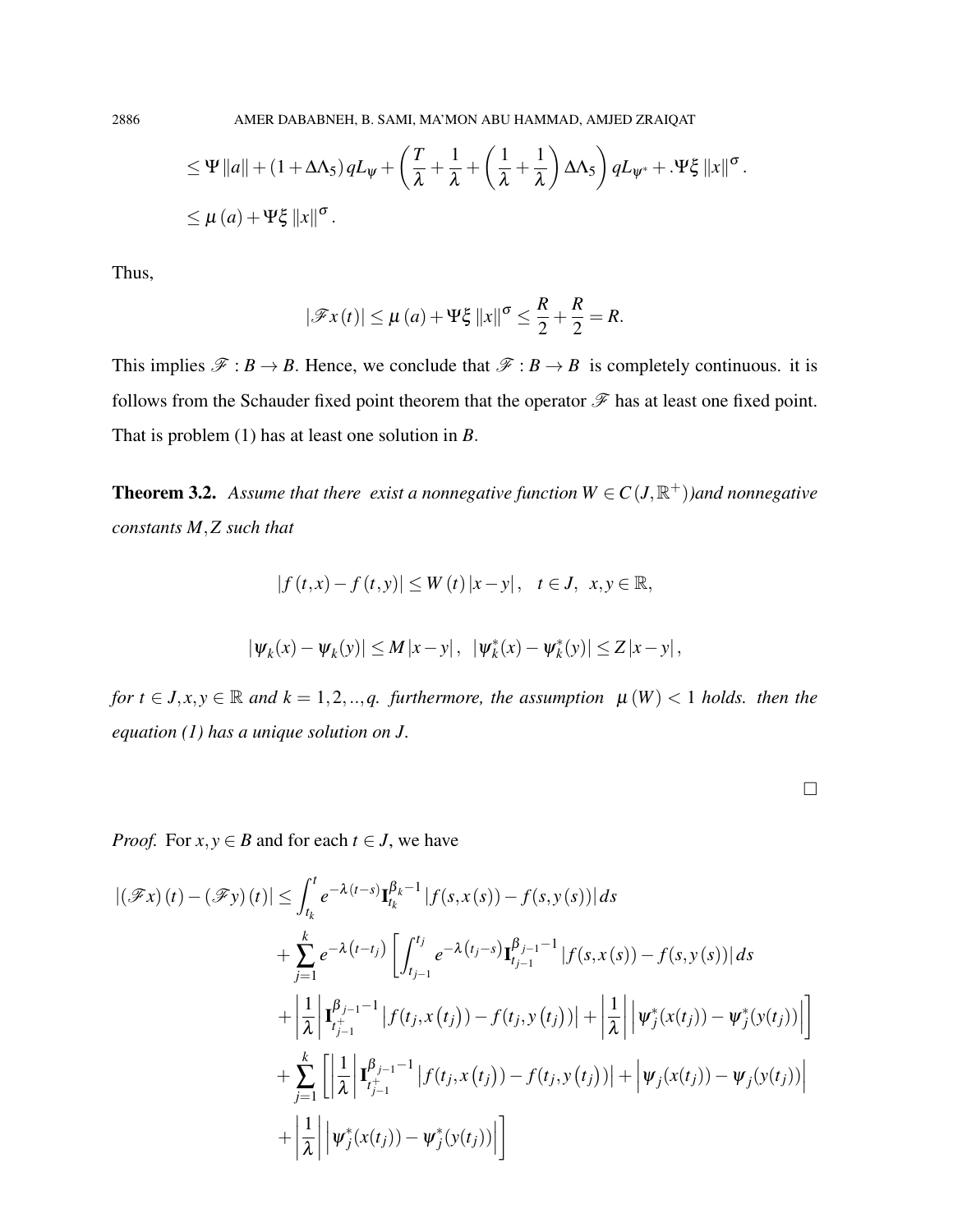$$\leq \Psi \|a\| + (1 + \Delta\Lambda_5)\, qL_{\psi} + \left(\frac{T}{\lambda} + \frac{1}{\lambda} + \left(\frac{1}{\lambda} + \frac{1}{\lambda}\right)\Delta\Lambda_5\right) qL_{\psi^*} + .\Psi\xi \|x\|^{\sigma}.$$

$$\leq \mu(a) + \Psi\xi \|x\|^{\sigma}.$$

Thus,

$$|\mathscr{F}x(t)| \leq \mu(a) + \Psi\xi \|x\|^{\sigma} \leq \frac{R}{2} + \frac{R}{2} = R.$$

This implies $\mathscr{F} : B \to B$. Hence, we conclude that $\mathscr{F} : B \to B$ is completely continuous. it is follows from the Schauder fixed point theorem that the operator $\mathscr{F}$ has at least one fixed point. That is problem (1) has at least one solution in $B$.

**Theorem 3.2.** *Assume that there exist a nonnegative function $W \in C(J, \mathbb{R}^+)$)and nonnegative constants $M, Z$ such that*

$$|f(t,x) - f(t,y)| \leq W(t)\,|x - y|, \quad t \in J, \;\; x, y \in \mathbb{R},$$

$$|\psi_k(x) - \psi_k(y)| \leq M\,|x - y|, \;\; |\psi_k^*(x) - \psi_k^*(y)| \leq Z\,|x - y|,$$

*for $t \in J, x, y \in \mathbb{R}$ and $k = 1, 2, .., q$. furthermore, the assumption $\mu(W) < 1$ holds. then the equation (1) has a unique solution on $J$.*

□

*Proof.* For $x, y \in B$ and for each $t \in J$, we have

$$\begin{aligned}
|(\mathscr{F}x)(t) - (\mathscr{F}y)(t)| \leq& \int_{t_k}^{t} e^{-\lambda(t-s)} \mathbf{I}_{t_k}^{\beta_k - 1} |f(s, x(s)) - f(s, y(s))|\, ds \\
&+ \sum_{j=1}^{k} e^{-\lambda(t-t_j)} \left[ \int_{t_{j-1}}^{t_j} e^{-\lambda(t_j - s)} \mathbf{I}_{t_{j-1}}^{\beta_{j-1}-1} |f(s, x(s)) - f(s, y(s))|\, ds \right. \\
&\left. + \left|\frac{1}{\lambda}\right| \mathbf{I}_{t_{j-1}^+}^{\beta_{j-1}-1} \left|f(t_j, x(t_j)) - f(t_j, y(t_j))\right| + \left|\frac{1}{\lambda}\right| \left|\psi_j^*(x(t_j)) - \psi_j^*(y(t_j))\right| \right] \\
&+ \sum_{j=1}^{k} \left[ \left|\frac{1}{\lambda}\right| \mathbf{I}_{t_{j-1}^+}^{\beta_{j-1}-1} \left|f(t_j, x(t_j)) - f(t_j, y(t_j))\right| + \left|\psi_j(x(t_j)) - \psi_j(y(t_j))\right| \right. \\
&\left. + \left|\frac{1}{\lambda}\right| \left|\psi_j^*(x(t_j)) - \psi_j^*(y(t_j))\right| \right]
\end{aligned}$$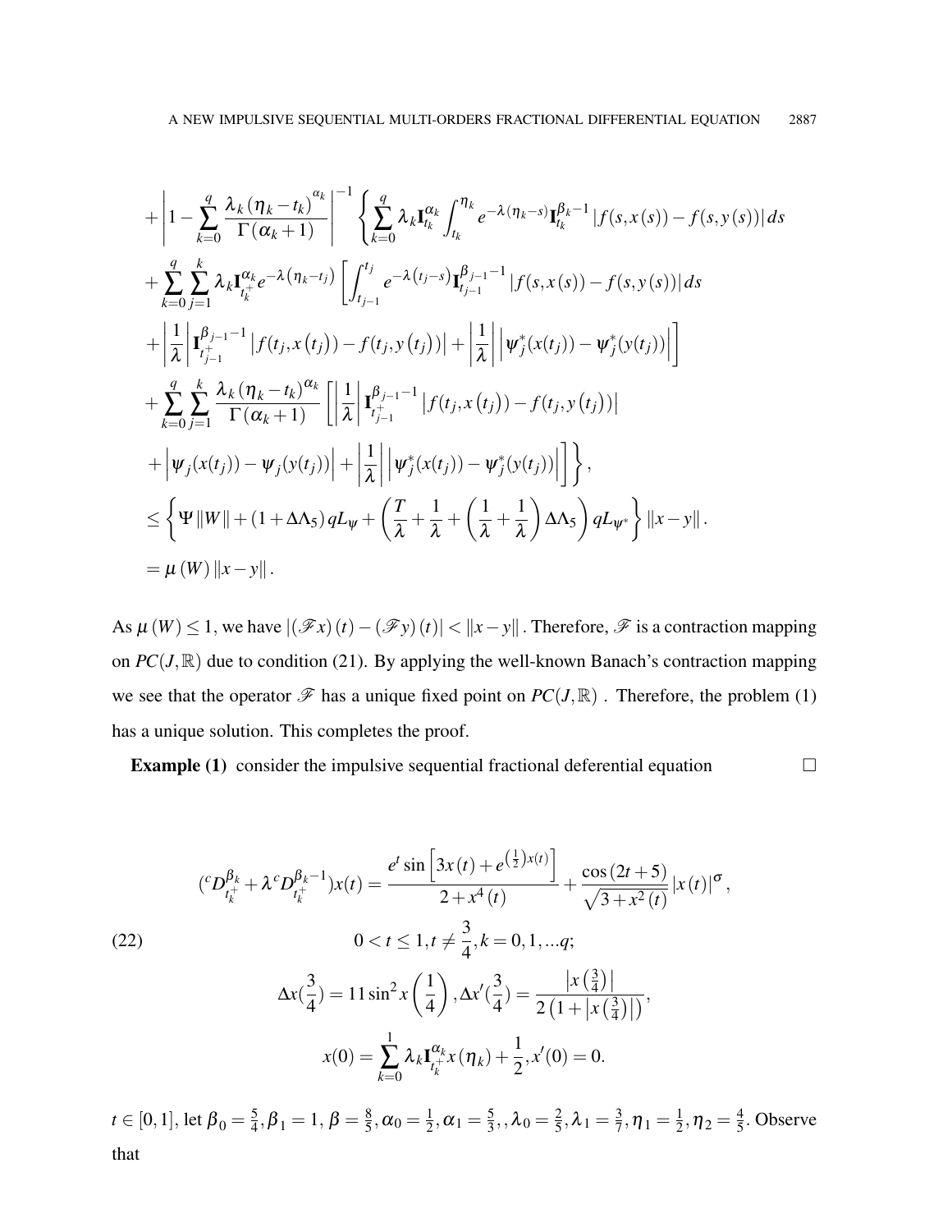$$
\begin{aligned}
&+\left|1-\sum_{k=0}^{q}\frac{\lambda_k\left(\eta_k-t_k\right)^{\alpha_k}}{\Gamma\left(\alpha_k+1\right)}\right|^{-1}\left\{\sum_{k=0}^{q}\lambda_k\mathbf{I}_{t_k}^{\alpha_k}\int_{t_k}^{\eta_k}e^{-\lambda\left(\eta_k-s\right)}\mathbf{I}_{t_k}^{\beta_k-1}\left|f(s,x(s))-f(s,y(s))\right|ds\right.\\
&+\sum_{k=0}^{q}\sum_{j=1}^{k}\lambda_k\mathbf{I}_{t_k^+}^{\alpha_k}e^{-\lambda\left(\eta_k-t_j\right)}\left[\int_{t_{j-1}}^{t_j}e^{-\lambda\left(t_j-s\right)}\mathbf{I}_{t_{j-1}}^{\beta_{j-1}-1}\left|f(s,x(s))-f(s,y(s))\right|ds\right.\\
&\left.+\left|\frac{1}{\lambda}\right|\mathbf{I}_{t_{j-1}^+}^{\beta_{j-1}-1}\left|f(t_j,x\left(t_j\right))-f(t_j,y\left(t_j\right))\right|+\left|\frac{1}{\lambda}\right|\left|\psi_j^*(x(t_j))-\psi_j^*(y(t_j))\right|\right]\\
&+\sum_{k=0}^{q}\sum_{j=1}^{k}\frac{\lambda_k\left(\eta_k-t_k\right)^{\alpha_k}}{\Gamma\left(\alpha_k+1\right)}\left[\left|\frac{1}{\lambda}\right|\mathbf{I}_{t_{j-1}^+}^{\beta_{j-1}-1}\left|f(t_j,x\left(t_j\right))-f(t_j,y\left(t_j\right))\right|\right.\\
&\left.\left.+\left|\psi_j(x(t_j))-\psi_j(y(t_j))\right|+\left|\frac{1}{\lambda}\right|\left|\psi_j^*(x(t_j))-\psi_j^*(y(t_j))\right|\right]\right\},\\
&\leq\left\{\Psi\left\|W\right\|+\left(1+\Delta\Lambda_5\right)qL_{\psi}+\left(\frac{T}{\lambda}+\frac{1}{\lambda}+\left(\frac{1}{\lambda}+\frac{1}{\lambda}\right)\Delta\Lambda_5\right)qL_{\psi^*}\right\}\left\|x-y\right\|.\\
&=\mu\left(W\right)\left\|x-y\right\|.
\end{aligned}
$$

As $\mu\left(W\right)\leq 1$, we have $\left|\left(\mathscr{F}x\right)(t)-\left(\mathscr{F}y\right)(t)\right|<\left\|x-y\right\|$. Therefore, $\mathscr{F}$ is a contraction mapping on $PC(J,\mathbb{R})$ due to condition (21). By applying the well-known Banach's contraction mapping we see that the operator $\mathscr{F}$ has a unique fixed point on $PC(J,\mathbb{R})$ . Therefore, the problem (1) has a unique solution. This completes the proof. □

**Example (1)** consider the impulsive sequential fractional deferential equation

$$
\begin{aligned}
&({}^cD_{t_k^+}^{\beta_k}+\lambda\,{}^cD_{t_k^+}^{\beta_k-1})x(t)=\frac{e^t\sin\left[3x(t)+e^{\left(\frac{1}{2}\right)x(t)}\right]}{2+x^4(t)}+\frac{\cos(2t+5)}{\sqrt{3+x^2(t)}}\left|x(t)\right|^{\sigma},\\
&\qquad 0<t\leq 1, t\neq\frac{3}{4}, k=0,1,...q;\\
&\Delta x(\tfrac{3}{4})=11\sin^2 x\left(\frac{1}{4}\right),\Delta x'(\tfrac{3}{4})=\frac{\left|x\left(\frac{3}{4}\right)\right|}{2\left(1+\left|x\left(\frac{3}{4}\right)\right|\right)},\\
&x(0)=\sum_{k=0}^{1}\lambda_k\mathbf{I}_{t_k^+}^{\alpha_k}x\left(\eta_k\right)+\frac{1}{2},x'(0)=0.
\end{aligned}
\tag{22}
$$

$t\in[0,1]$, let $\beta_0=\frac{5}{4},\beta_1=1,\beta=\frac{8}{5},\alpha_0=\frac{1}{2},\alpha_1=\frac{5}{3},,\lambda_0=\frac{2}{5},\lambda_1=\frac{3}{7},\eta_1=\frac{1}{2},\eta_2=\frac{4}{5}$. Observe that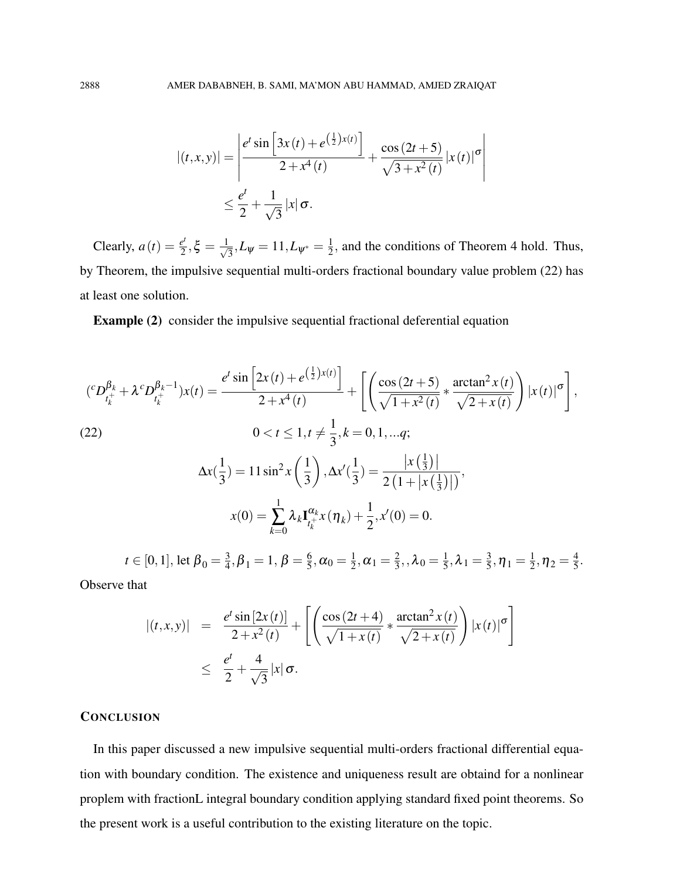$$
\begin{aligned}
|(t,x,y)| &= \left| \frac{e^t \sin\left[3x(t) + e^{\left(\frac{1}{2}\right)x(t)}\right]}{2+x^4(t)} + \frac{\cos(2t+5)}{\sqrt{3+x^2(t)}} |x(t)|^{\sigma} \right| \\
&\leq \frac{e^t}{2} + \frac{1}{\sqrt{3}} |x| \sigma.
\end{aligned}
$$

Clearly, $a(t) = \frac{e^t}{2}, \xi = \frac{1}{\sqrt{3}}, L_\psi = 11, L_{\psi^*} = \frac{1}{2}$, and the conditions of Theorem 4 hold. Thus, by Theorem, the impulsive sequential multi-orders fractional boundary value problem (22) has at least one solution.

**Example (2)** consider the impulsive sequential fractional deferential equation

$$
({}^cD^{\beta_k}_{t_k^+} + \lambda {}^cD^{\beta_k - 1}_{t_k^+})x(t) = \frac{e^t \sin\left[2x(t) + e^{\left(\frac{1}{2}\right)x(t)}\right]}{2+x^4(t)} + \left[ \left( \frac{\cos(2t+5)}{\sqrt{1+x^2(t)}} * \frac{\arctan^2 x(t)}{\sqrt{2+x(t)}} \right) |x(t)|^{\sigma} \right],
$$

$$
0 < t \leq 1, t \neq \frac{1}{3}, k = 0, 1, ...q; \tag{22}
$$

$$
\Delta x(\frac{1}{3}) = 11 \sin^2 x\left(\frac{1}{3}\right), \Delta x'(\frac{1}{3}) = \frac{\left|x\left(\frac{1}{3}\right)\right|}{2\left(1 + \left|x\left(\frac{1}{3}\right)\right|\right)},
$$

$$
x(0) = \sum_{k=0}^{1} \lambda_k \mathbf{I}^{\alpha_k}_{t_k^+} x(\eta_k) + \frac{1}{2}, x'(0) = 0.
$$

$t \in [0,1]$, let $\beta_0 = \frac{3}{4}, \beta_1 = 1, \beta = \frac{6}{5}, \alpha_0 = \frac{1}{2}, \alpha_1 = \frac{2}{3},, \lambda_0 = \frac{1}{5}, \lambda_1 = \frac{3}{5}, \eta_1 = \frac{1}{2}, \eta_2 = \frac{4}{5}$.

Observe that

$$
\begin{aligned}
|(t,x,y)| &= \frac{e^t \sin[2x(t)]}{2+x^2(t)} + \left[ \left( \frac{\cos(2t+4)}{\sqrt{1+x(t)}} * \frac{\arctan^2 x(t)}{\sqrt{2+x(t)}} \right) |x(t)|^{\sigma} \right] \\
&\leq \frac{e^t}{2} + \frac{4}{\sqrt{3}} |x| \sigma.
\end{aligned}
$$

## CONCLUSION

In this paper discussed a new impulsive sequential multi-orders fractional differential equation with boundary condition. The existence and uniqueness result are obtaind for a nonlinear proplem with fractionL integral boundary condition applying standard fixed point theorems. So the present work is a useful contribution to the existing literature on the topic.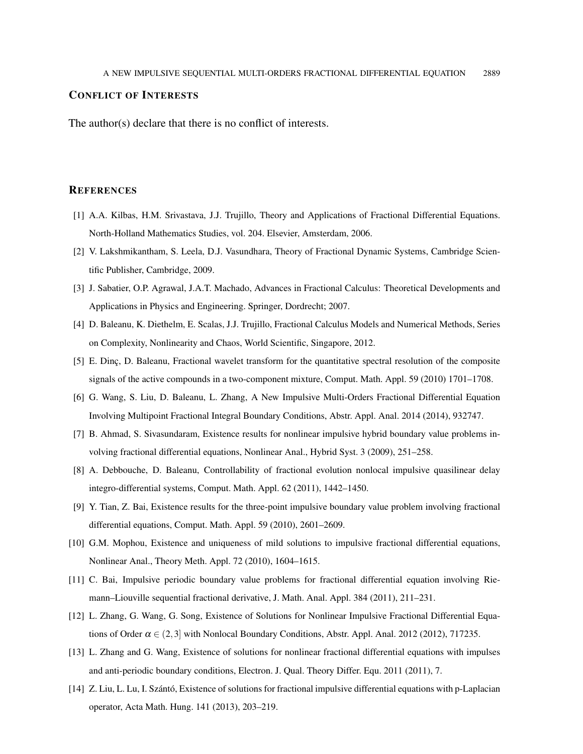## Conflict of Interests

The author(s) declare that there is no conflict of interests.

## References

[1] A.A. Kilbas, H.M. Srivastava, J.J. Trujillo, Theory and Applications of Fractional Differential Equations. North-Holland Mathematics Studies, vol. 204. Elsevier, Amsterdam, 2006.

[2] V. Lakshmikantham, S. Leela, D.J. Vasundhara, Theory of Fractional Dynamic Systems, Cambridge Scientific Publisher, Cambridge, 2009.

[3] J. Sabatier, O.P. Agrawal, J.A.T. Machado, Advances in Fractional Calculus: Theoretical Developments and Applications in Physics and Engineering. Springer, Dordrecht; 2007.

[4] D. Baleanu, K. Diethelm, E. Scalas, J.J. Trujillo, Fractional Calculus Models and Numerical Methods, Series on Complexity, Nonlinearity and Chaos, World Scientific, Singapore, 2012.

[5] E. Dinç, D. Baleanu, Fractional wavelet transform for the quantitative spectral resolution of the composite signals of the active compounds in a two-component mixture, Comput. Math. Appl. 59 (2010) 1701–1708.

[6] G. Wang, S. Liu, D. Baleanu, L. Zhang, A New Impulsive Multi-Orders Fractional Differential Equation Involving Multipoint Fractional Integral Boundary Conditions, Abstr. Appl. Anal. 2014 (2014), 932747.

[7] B. Ahmad, S. Sivasundaram, Existence results for nonlinear impulsive hybrid boundary value problems involving fractional differential equations, Nonlinear Anal., Hybrid Syst. 3 (2009), 251–258.

[8] A. Debbouche, D. Baleanu, Controllability of fractional evolution nonlocal impulsive quasilinear delay integro-differential systems, Comput. Math. Appl. 62 (2011), 1442–1450.

[9] Y. Tian, Z. Bai, Existence results for the three-point impulsive boundary value problem involving fractional differential equations, Comput. Math. Appl. 59 (2010), 2601–2609.

[10] G.M. Mophou, Existence and uniqueness of mild solutions to impulsive fractional differential equations, Nonlinear Anal., Theory Meth. Appl. 72 (2010), 1604–1615.

[11] C. Bai, Impulsive periodic boundary value problems for fractional differential equation involving Riemann–Liouville sequential fractional derivative, J. Math. Anal. Appl. 384 (2011), 211–231.

[12] L. Zhang, G. Wang, G. Song, Existence of Solutions for Nonlinear Impulsive Fractional Differential Equations of Order $\alpha \in (2,3]$ with Nonlocal Boundary Conditions, Abstr. Appl. Anal. 2012 (2012), 717235.

[13] L. Zhang and G. Wang, Existence of solutions for nonlinear fractional differential equations with impulses and anti-periodic boundary conditions, Electron. J. Qual. Theory Differ. Equ. 2011 (2011), 7.

[14] Z. Liu, L. Lu, I. Szántó, Existence of solutions for fractional impulsive differential equations with p-Laplacian operator, Acta Math. Hung. 141 (2013), 203–219.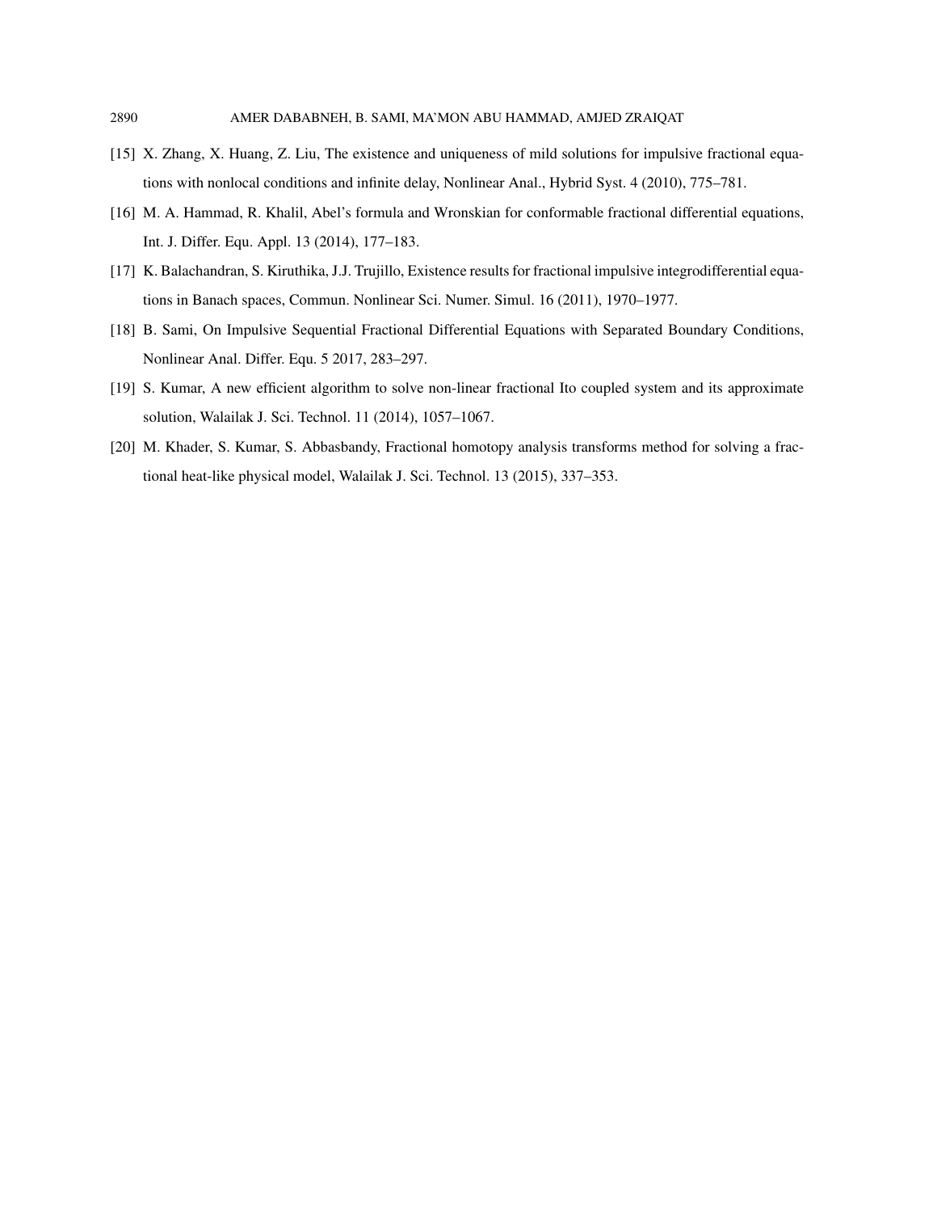[15] X. Zhang, X. Huang, Z. Liu, The existence and uniqueness of mild solutions for impulsive fractional equations with nonlocal conditions and infinite delay, Nonlinear Anal., Hybrid Syst. 4 (2010), 775–781.

[16] M. A. Hammad, R. Khalil, Abel's formula and Wronskian for conformable fractional differential equations, Int. J. Differ. Equ. Appl. 13 (2014), 177–183.

[17] K. Balachandran, S. Kiruthika, J.J. Trujillo, Existence results for fractional impulsive integrodifferential equations in Banach spaces, Commun. Nonlinear Sci. Numer. Simul. 16 (2011), 1970–1977.

[18] B. Sami, On Impulsive Sequential Fractional Differential Equations with Separated Boundary Conditions, Nonlinear Anal. Differ. Equ. 5 2017, 283–297.

[19] S. Kumar, A new efficient algorithm to solve non-linear fractional Ito coupled system and its approximate solution, Walailak J. Sci. Technol. 11 (2014), 1057–1067.

[20] M. Khader, S. Kumar, S. Abbasbandy, Fractional homotopy analysis transforms method for solving a fractional heat-like physical model, Walailak J. Sci. Technol. 13 (2015), 337–353.